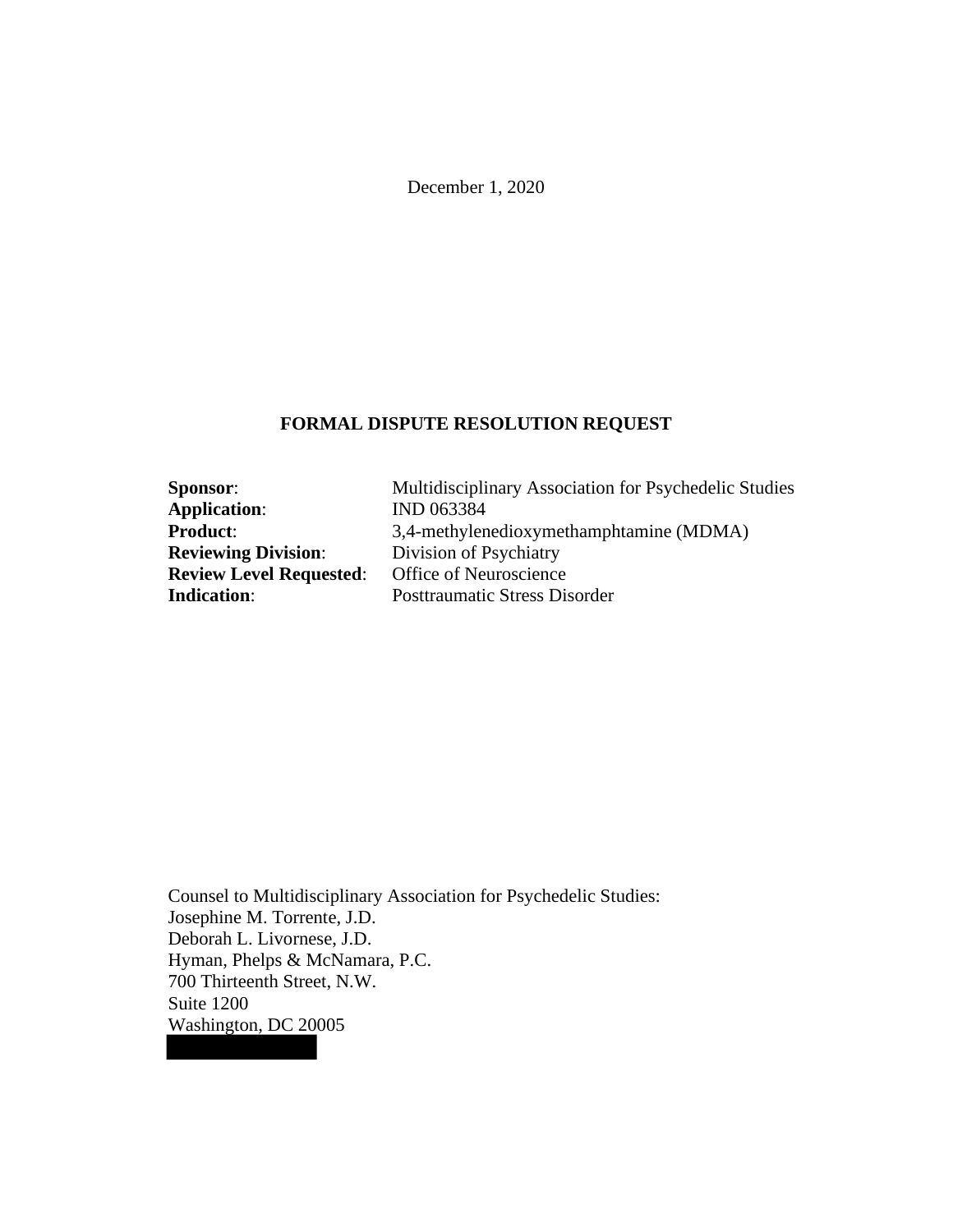December 1, 2020

**FORMAL DISPUTE RESOLUTION REQUEST**

**Sponsor**: Multidisciplinary Association for Psychedelic Studies
**Application**: IND 063384
**Product**: 3,4-methylenedioxymethamphtamine (MDMA)
**Reviewing Division**: Division of Psychiatry
**Review Level Requested**: Office of Neuroscience
**Indication**: Posttraumatic Stress Disorder

Counsel to Multidisciplinary Association for Psychedelic Studies:
Josephine M. Torrente, J.D.
Deborah L. Livornese, J.D.
Hyman, Phelps & McNamara, P.C.
700 Thirteenth Street, N.W.
Suite 1200
Washington, DC 20005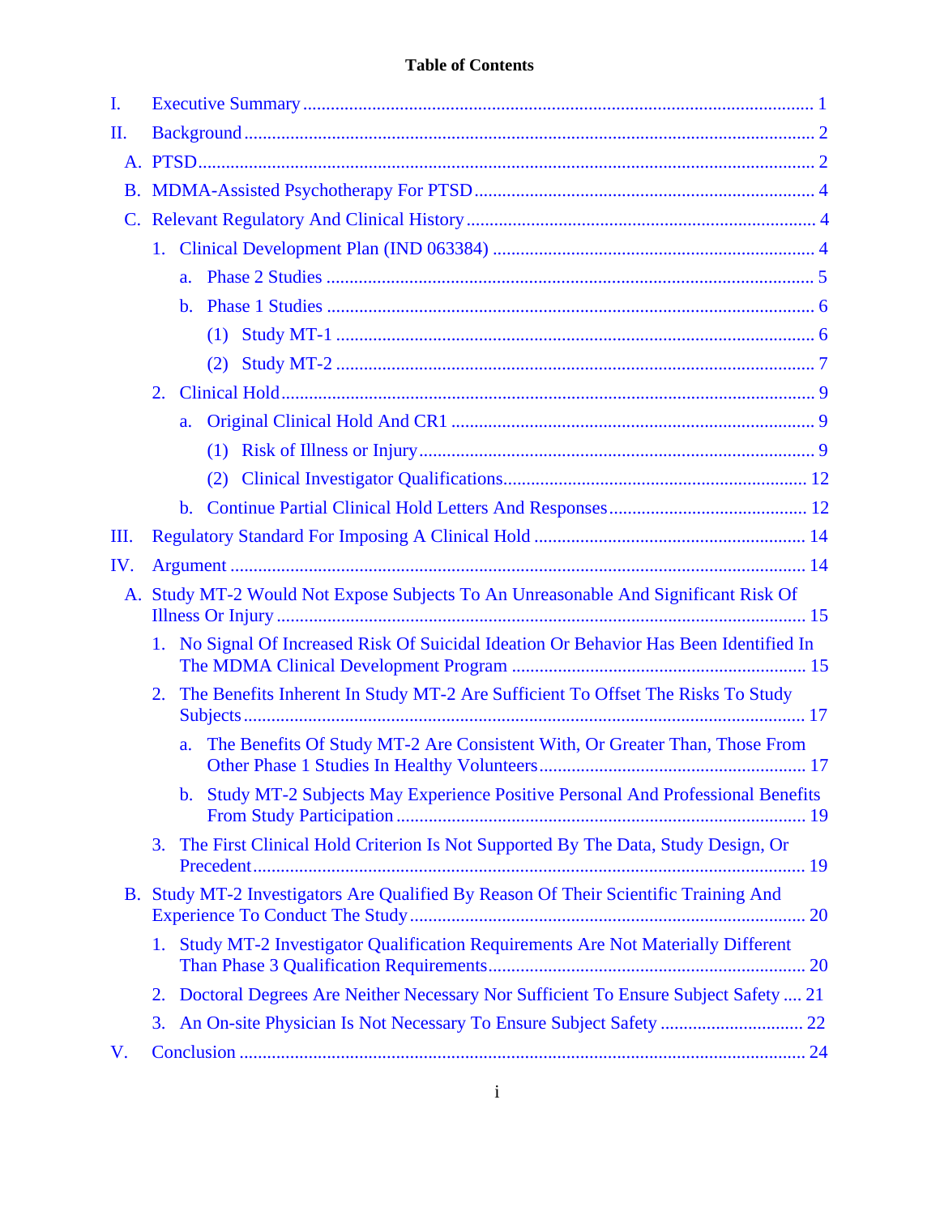**Table of Contents**

I. Executive Summary ........ 1

II. Background ........ 2

- A. PTSD ........ 2
- B. MDMA-Assisted Psychotherapy For PTSD ........ 4
- C. Relevant Regulatory And Clinical History ........ 4
  - 1. Clinical Development Plan (IND 063384) ........ 4
    - a. Phase 2 Studies ........ 5
    - b. Phase 1 Studies ........ 6
      - (1) Study MT-1 ........ 6
      - (2) Study MT-2 ........ 7
  - 2. Clinical Hold ........ 9
    - a. Original Clinical Hold And CR1 ........ 9
      - (1) Risk of Illness or Injury ........ 9
      - (2) Clinical Investigator Qualifications ........ 12
    - b. Continue Partial Clinical Hold Letters And Responses ........ 12

III. Regulatory Standard For Imposing A Clinical Hold ........ 14

IV. Argument ........ 14

- A. Study MT-2 Would Not Expose Subjects To An Unreasonable And Significant Risk Of Illness Or Injury ........ 15
  - 1. No Signal Of Increased Risk Of Suicidal Ideation Or Behavior Has Been Identified In The MDMA Clinical Development Program ........ 15
  - 2. The Benefits Inherent In Study MT-2 Are Sufficient To Offset The Risks To Study Subjects ........ 17
    - a. The Benefits Of Study MT-2 Are Consistent With, Or Greater Than, Those From Other Phase 1 Studies In Healthy Volunteers ........ 17
    - b. Study MT-2 Subjects May Experience Positive Personal And Professional Benefits From Study Participation ........ 19
  - 3. The First Clinical Hold Criterion Is Not Supported By The Data, Study Design, Or Precedent ........ 19
- B. Study MT-2 Investigators Are Qualified By Reason Of Their Scientific Training And Experience To Conduct The Study ........ 20
  - 1. Study MT-2 Investigator Qualification Requirements Are Not Materially Different Than Phase 3 Qualification Requirements ........ 20
  - 2. Doctoral Degrees Are Neither Necessary Nor Sufficient To Ensure Subject Safety ........ 21
  - 3. An On-site Physician Is Not Necessary To Ensure Subject Safety ........ 22

V. Conclusion ........ 24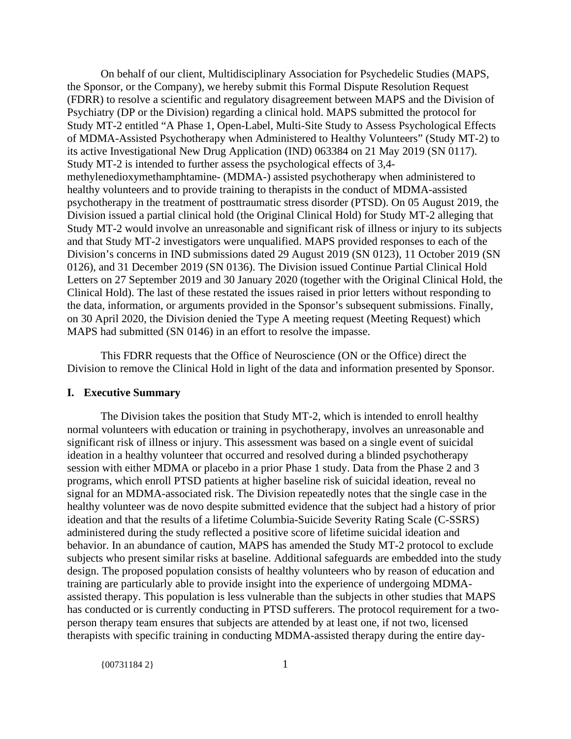On behalf of our client, Multidisciplinary Association for Psychedelic Studies (MAPS, the Sponsor, or the Company), we hereby submit this Formal Dispute Resolution Request (FDRR) to resolve a scientific and regulatory disagreement between MAPS and the Division of Psychiatry (DP or the Division) regarding a clinical hold. MAPS submitted the protocol for Study MT-2 entitled "A Phase 1, Open-Label, Multi-Site Study to Assess Psychological Effects of MDMA-Assisted Psychotherapy when Administered to Healthy Volunteers" (Study MT-2) to its active Investigational New Drug Application (IND) 063384 on 21 May 2019 (SN 0117). Study MT-2 is intended to further assess the psychological effects of 3,4-methylenedioxymethamphtamine- (MDMA-) assisted psychotherapy when administered to healthy volunteers and to provide training to therapists in the conduct of MDMA-assisted psychotherapy in the treatment of posttraumatic stress disorder (PTSD). On 05 August 2019, the Division issued a partial clinical hold (the Original Clinical Hold) for Study MT-2 alleging that Study MT-2 would involve an unreasonable and significant risk of illness or injury to its subjects and that Study MT-2 investigators were unqualified. MAPS provided responses to each of the Division's concerns in IND submissions dated 29 August 2019 (SN 0123), 11 October 2019 (SN 0126), and 31 December 2019 (SN 0136). The Division issued Continue Partial Clinical Hold Letters on 27 September 2019 and 30 January 2020 (together with the Original Clinical Hold, the Clinical Hold). The last of these restated the issues raised in prior letters without responding to the data, information, or arguments provided in the Sponsor's subsequent submissions. Finally, on 30 April 2020, the Division denied the Type A meeting request (Meeting Request) which MAPS had submitted (SN 0146) in an effort to resolve the impasse.

This FDRR requests that the Office of Neuroscience (ON or the Office) direct the Division to remove the Clinical Hold in light of the data and information presented by Sponsor.

## I. Executive Summary

The Division takes the position that Study MT-2, which is intended to enroll healthy normal volunteers with education or training in psychotherapy, involves an unreasonable and significant risk of illness or injury. This assessment was based on a single event of suicidal ideation in a healthy volunteer that occurred and resolved during a blinded psychotherapy session with either MDMA or placebo in a prior Phase 1 study. Data from the Phase 2 and 3 programs, which enroll PTSD patients at higher baseline risk of suicidal ideation, reveal no signal for an MDMA-associated risk. The Division repeatedly notes that the single case in the healthy volunteer was de novo despite submitted evidence that the subject had a history of prior ideation and that the results of a lifetime Columbia-Suicide Severity Rating Scale (C-SSRS) administered during the study reflected a positive score of lifetime suicidal ideation and behavior. In an abundance of caution, MAPS has amended the Study MT-2 protocol to exclude subjects who present similar risks at baseline. Additional safeguards are embedded into the study design. The proposed population consists of healthy volunteers who by reason of education and training are particularly able to provide insight into the experience of undergoing MDMA-assisted therapy. This population is less vulnerable than the subjects in other studies that MAPS has conducted or is currently conducting in PTSD sufferers. The protocol requirement for a two-person therapy team ensures that subjects are attended by at least one, if not two, licensed therapists with specific training in conducting MDMA-assisted therapy during the entire day-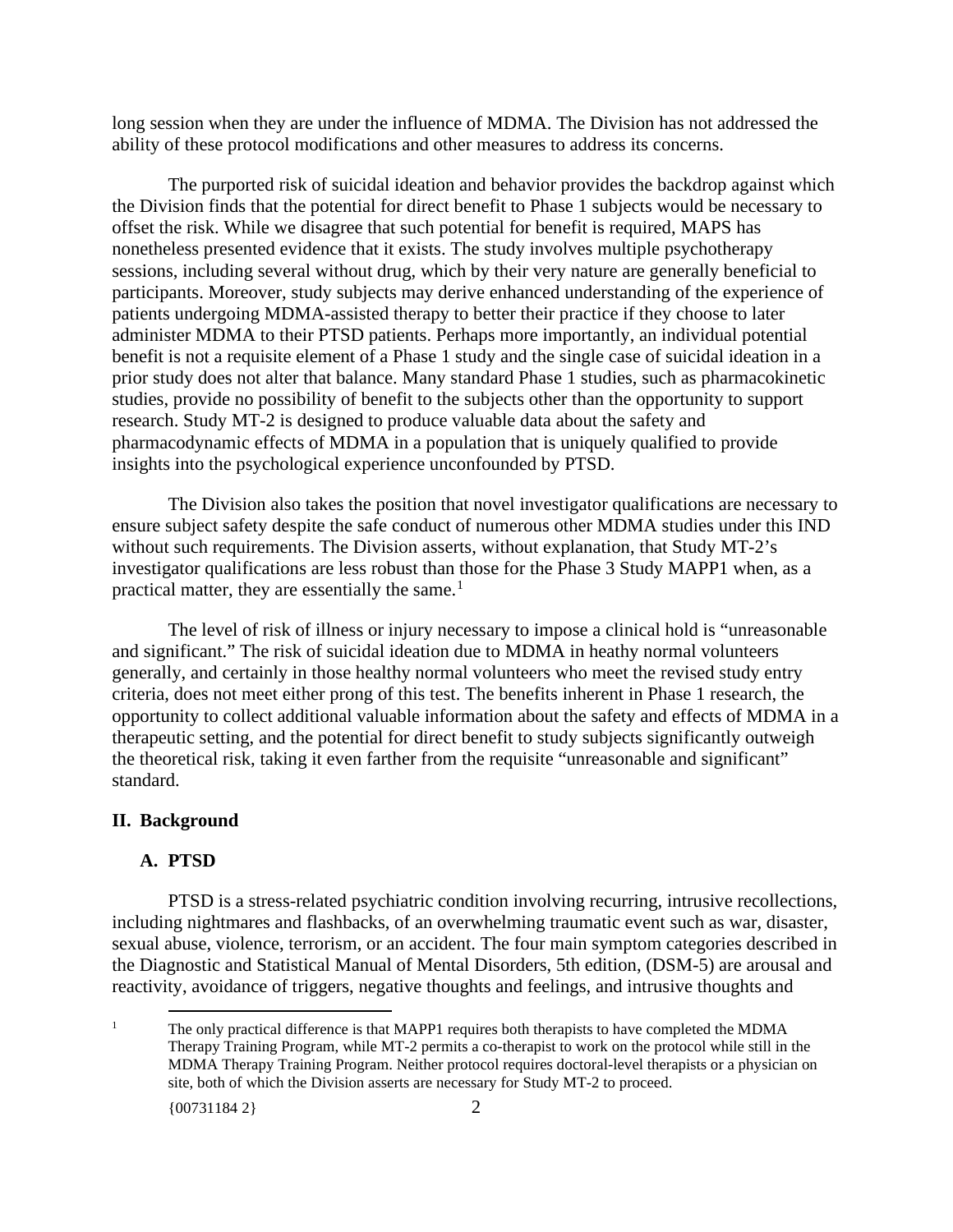long session when they are under the influence of MDMA. The Division has not addressed the ability of these protocol modifications and other measures to address its concerns.

The purported risk of suicidal ideation and behavior provides the backdrop against which the Division finds that the potential for direct benefit to Phase 1 subjects would be necessary to offset the risk. While we disagree that such potential for benefit is required, MAPS has nonetheless presented evidence that it exists. The study involves multiple psychotherapy sessions, including several without drug, which by their very nature are generally beneficial to participants. Moreover, study subjects may derive enhanced understanding of the experience of patients undergoing MDMA-assisted therapy to better their practice if they choose to later administer MDMA to their PTSD patients. Perhaps more importantly, an individual potential benefit is not a requisite element of a Phase 1 study and the single case of suicidal ideation in a prior study does not alter that balance. Many standard Phase 1 studies, such as pharmacokinetic studies, provide no possibility of benefit to the subjects other than the opportunity to support research. Study MT-2 is designed to produce valuable data about the safety and pharmacodynamic effects of MDMA in a population that is uniquely qualified to provide insights into the psychological experience unconfounded by PTSD.

The Division also takes the position that novel investigator qualifications are necessary to ensure subject safety despite the safe conduct of numerous other MDMA studies under this IND without such requirements. The Division asserts, without explanation, that Study MT-2's investigator qualifications are less robust than those for the Phase 3 Study MAPP1 when, as a practical matter, they are essentially the same.[1]

The level of risk of illness or injury necessary to impose a clinical hold is "unreasonable and significant." The risk of suicidal ideation due to MDMA in heathy normal volunteers generally, and certainly in those healthy normal volunteers who meet the revised study entry criteria, does not meet either prong of this test. The benefits inherent in Phase 1 research, the opportunity to collect additional valuable information about the safety and effects of MDMA in a therapeutic setting, and the potential for direct benefit to study subjects significantly outweigh the theoretical risk, taking it even farther from the requisite "unreasonable and significant" standard.

## II. Background

### A. PTSD

PTSD is a stress-related psychiatric condition involving recurring, intrusive recollections, including nightmares and flashbacks, of an overwhelming traumatic event such as war, disaster, sexual abuse, violence, terrorism, or an accident. The four main symptom categories described in the Diagnostic and Statistical Manual of Mental Disorders, 5th edition, (DSM-5) are arousal and reactivity, avoidance of triggers, negative thoughts and feelings, and intrusive thoughts and

[1] The only practical difference is that MAPP1 requires both therapists to have completed the MDMA Therapy Training Program, while MT-2 permits a co-therapist to work on the protocol while still in the MDMA Therapy Training Program. Neither protocol requires doctoral-level therapists or a physician on site, both of which the Division asserts are necessary for Study MT-2 to proceed.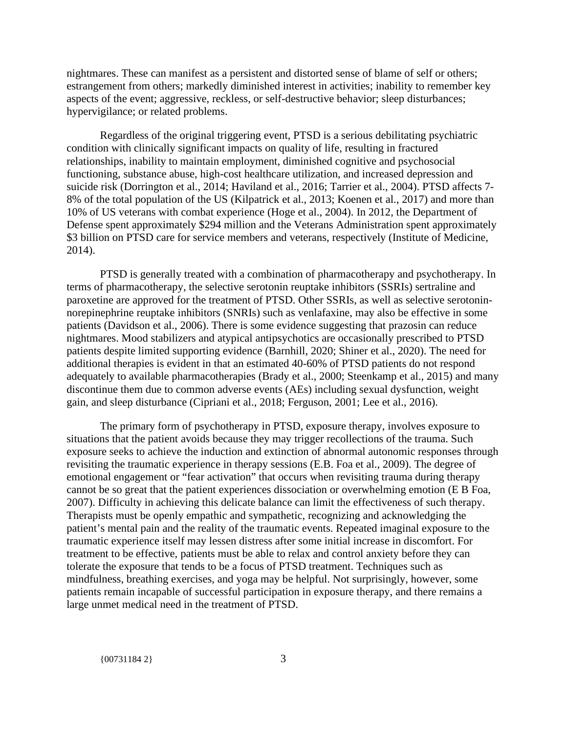nightmares. These can manifest as a persistent and distorted sense of blame of self or others; estrangement from others; markedly diminished interest in activities; inability to remember key aspects of the event; aggressive, reckless, or self-destructive behavior; sleep disturbances; hypervigilance; or related problems.

Regardless of the original triggering event, PTSD is a serious debilitating psychiatric condition with clinically significant impacts on quality of life, resulting in fractured relationships, inability to maintain employment, diminished cognitive and psychosocial functioning, substance abuse, high-cost healthcare utilization, and increased depression and suicide risk (Dorrington et al., 2014; Haviland et al., 2016; Tarrier et al., 2004). PTSD affects 7-8% of the total population of the US (Kilpatrick et al., 2013; Koenen et al., 2017) and more than 10% of US veterans with combat experience (Hoge et al., 2004). In 2012, the Department of Defense spent approximately $294 million and the Veterans Administration spent approximately $3 billion on PTSD care for service members and veterans, respectively (Institute of Medicine, 2014).

PTSD is generally treated with a combination of pharmacotherapy and psychotherapy. In terms of pharmacotherapy, the selective serotonin reuptake inhibitors (SSRIs) sertraline and paroxetine are approved for the treatment of PTSD. Other SSRIs, as well as selective serotonin-norepinephrine reuptake inhibitors (SNRIs) such as venlafaxine, may also be effective in some patients (Davidson et al., 2006). There is some evidence suggesting that prazosin can reduce nightmares. Mood stabilizers and atypical antipsychotics are occasionally prescribed to PTSD patients despite limited supporting evidence (Barnhill, 2020; Shiner et al., 2020). The need for additional therapies is evident in that an estimated 40-60% of PTSD patients do not respond adequately to available pharmacotherapies (Brady et al., 2000; Steenkamp et al., 2015) and many discontinue them due to common adverse events (AEs) including sexual dysfunction, weight gain, and sleep disturbance (Cipriani et al., 2018; Ferguson, 2001; Lee et al., 2016).

The primary form of psychotherapy in PTSD, exposure therapy, involves exposure to situations that the patient avoids because they may trigger recollections of the trauma. Such exposure seeks to achieve the induction and extinction of abnormal autonomic responses through revisiting the traumatic experience in therapy sessions (E.B. Foa et al., 2009). The degree of emotional engagement or "fear activation" that occurs when revisiting trauma during therapy cannot be so great that the patient experiences dissociation or overwhelming emotion (E B Foa, 2007). Difficulty in achieving this delicate balance can limit the effectiveness of such therapy. Therapists must be openly empathic and sympathetic, recognizing and acknowledging the patient's mental pain and the reality of the traumatic events. Repeated imaginal exposure to the traumatic experience itself may lessen distress after some initial increase in discomfort. For treatment to be effective, patients must be able to relax and control anxiety before they can tolerate the exposure that tends to be a focus of PTSD treatment. Techniques such as mindfulness, breathing exercises, and yoga may be helpful. Not surprisingly, however, some patients remain incapable of successful participation in exposure therapy, and there remains a large unmet medical need in the treatment of PTSD.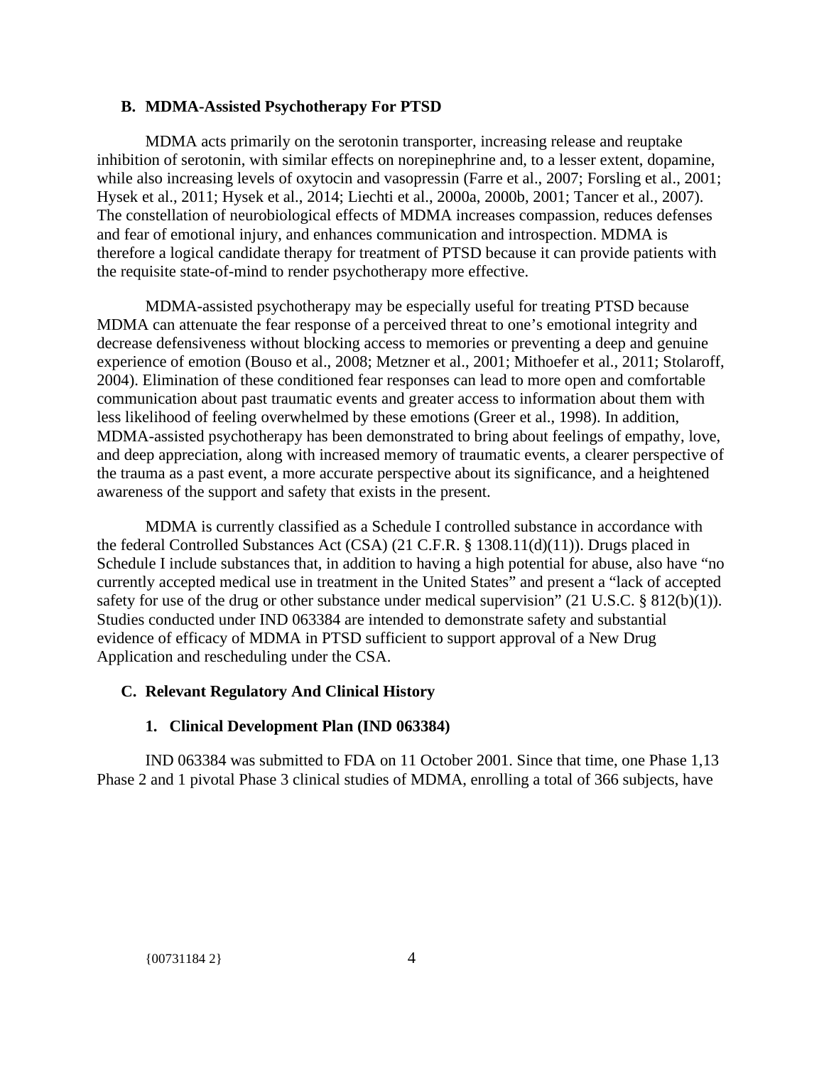### B. MDMA-Assisted Psychotherapy For PTSD

MDMA acts primarily on the serotonin transporter, increasing release and reuptake inhibition of serotonin, with similar effects on norepinephrine and, to a lesser extent, dopamine, while also increasing levels of oxytocin and vasopressin (Farre et al., 2007; Forsling et al., 2001; Hysek et al., 2011; Hysek et al., 2014; Liechti et al., 2000a, 2000b, 2001; Tancer et al., 2007). The constellation of neurobiological effects of MDMA increases compassion, reduces defenses and fear of emotional injury, and enhances communication and introspection. MDMA is therefore a logical candidate therapy for treatment of PTSD because it can provide patients with the requisite state-of-mind to render psychotherapy more effective.

MDMA-assisted psychotherapy may be especially useful for treating PTSD because MDMA can attenuate the fear response of a perceived threat to one's emotional integrity and decrease defensiveness without blocking access to memories or preventing a deep and genuine experience of emotion (Bouso et al., 2008; Metzner et al., 2001; Mithoefer et al., 2011; Stolaroff, 2004). Elimination of these conditioned fear responses can lead to more open and comfortable communication about past traumatic events and greater access to information about them with less likelihood of feeling overwhelmed by these emotions (Greer et al., 1998). In addition, MDMA-assisted psychotherapy has been demonstrated to bring about feelings of empathy, love, and deep appreciation, along with increased memory of traumatic events, a clearer perspective of the trauma as a past event, a more accurate perspective about its significance, and a heightened awareness of the support and safety that exists in the present.

MDMA is currently classified as a Schedule I controlled substance in accordance with the federal Controlled Substances Act (CSA) (21 C.F.R. § 1308.11(d)(11)). Drugs placed in Schedule I include substances that, in addition to having a high potential for abuse, also have "no currently accepted medical use in treatment in the United States" and present a "lack of accepted safety for use of the drug or other substance under medical supervision" (21 U.S.C. § 812(b)(1)). Studies conducted under IND 063384 are intended to demonstrate safety and substantial evidence of efficacy of MDMA in PTSD sufficient to support approval of a New Drug Application and rescheduling under the CSA.

### C. Relevant Regulatory And Clinical History

#### 1. Clinical Development Plan (IND 063384)

IND 063384 was submitted to FDA on 11 October 2001. Since that time, one Phase 1,13 Phase 2 and 1 pivotal Phase 3 clinical studies of MDMA, enrolling a total of 366 subjects, have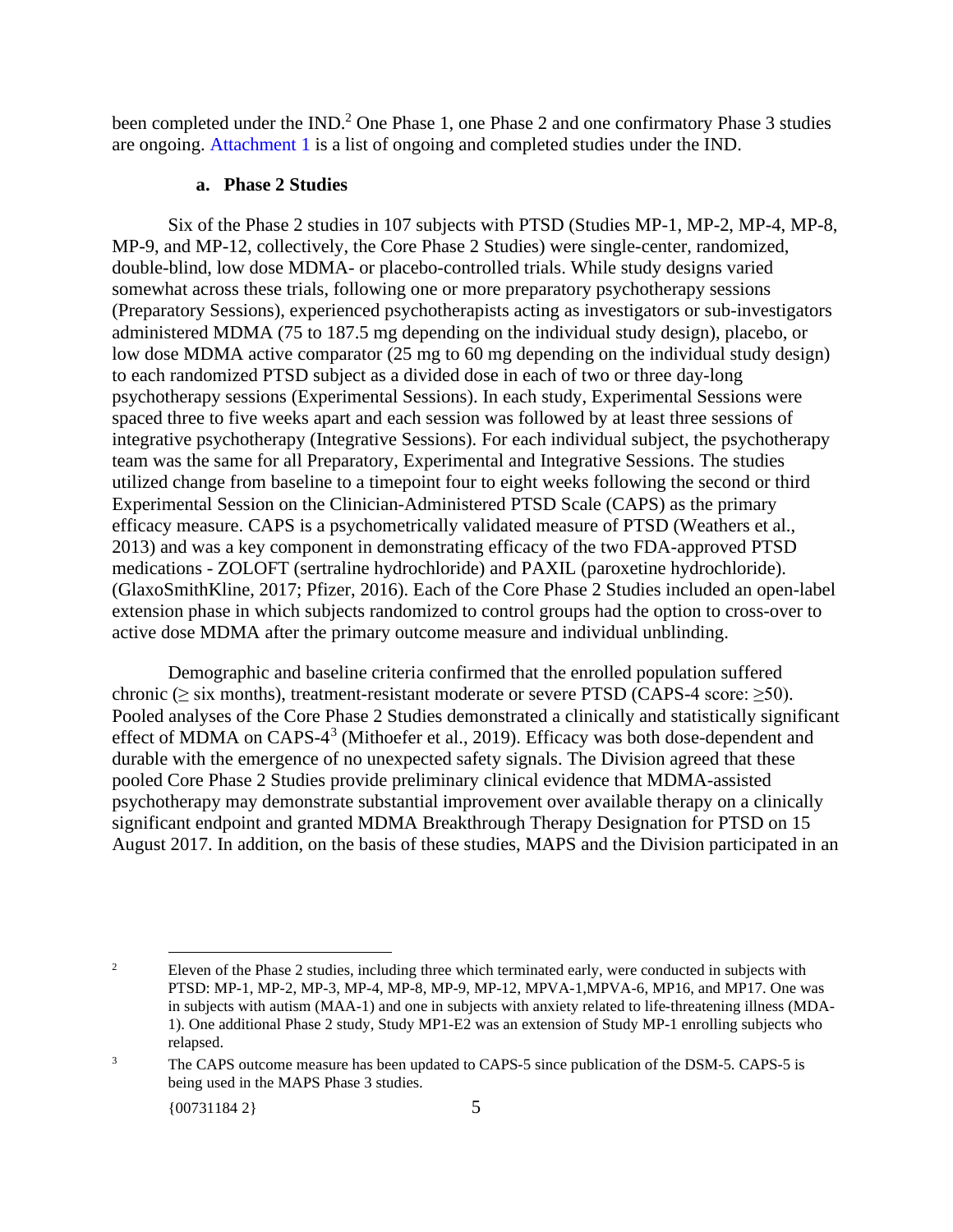been completed under the IND.[2] One Phase 1, one Phase 2 and one confirmatory Phase 3 studies are ongoing. Attachment 1 is a list of ongoing and completed studies under the IND.

### a. Phase 2 Studies

Six of the Phase 2 studies in 107 subjects with PTSD (Studies MP-1, MP-2, MP-4, MP-8, MP-9, and MP-12, collectively, the Core Phase 2 Studies) were single-center, randomized, double-blind, low dose MDMA- or placebo-controlled trials. While study designs varied somewhat across these trials, following one or more preparatory psychotherapy sessions (Preparatory Sessions), experienced psychotherapists acting as investigators or sub-investigators administered MDMA (75 to 187.5 mg depending on the individual study design), placebo, or low dose MDMA active comparator (25 mg to 60 mg depending on the individual study design) to each randomized PTSD subject as a divided dose in each of two or three day-long psychotherapy sessions (Experimental Sessions). In each study, Experimental Sessions were spaced three to five weeks apart and each session was followed by at least three sessions of integrative psychotherapy (Integrative Sessions). For each individual subject, the psychotherapy team was the same for all Preparatory, Experimental and Integrative Sessions. The studies utilized change from baseline to a timepoint four to eight weeks following the second or third Experimental Session on the Clinician-Administered PTSD Scale (CAPS) as the primary efficacy measure. CAPS is a psychometrically validated measure of PTSD (Weathers et al., 2013) and was a key component in demonstrating efficacy of the two FDA-approved PTSD medications - ZOLOFT (sertraline hydrochloride) and PAXIL (paroxetine hydrochloride). (GlaxoSmithKline, 2017; Pfizer, 2016). Each of the Core Phase 2 Studies included an open-label extension phase in which subjects randomized to control groups had the option to cross-over to active dose MDMA after the primary outcome measure and individual unblinding.

Demographic and baseline criteria confirmed that the enrolled population suffered chronic (≥ six months), treatment-resistant moderate or severe PTSD (CAPS-4 score: ≥50). Pooled analyses of the Core Phase 2 Studies demonstrated a clinically and statistically significant effect of MDMA on CAPS-4[3] (Mithoefer et al., 2019). Efficacy was both dose-dependent and durable with the emergence of no unexpected safety signals. The Division agreed that these pooled Core Phase 2 Studies provide preliminary clinical evidence that MDMA-assisted psychotherapy may demonstrate substantial improvement over available therapy on a clinically significant endpoint and granted MDMA Breakthrough Therapy Designation for PTSD on 15 August 2017. In addition, on the basis of these studies, MAPS and the Division participated in an

---

[2] Eleven of the Phase 2 studies, including three which terminated early, were conducted in subjects with PTSD: MP-1, MP-2, MP-3, MP-4, MP-8, MP-9, MP-12, MPVA-1,MPVA-6, MP16, and MP17. One was in subjects with autism (MAA-1) and one in subjects with anxiety related to life-threatening illness (MDA-1). One additional Phase 2 study, Study MP1-E2 was an extension of Study MP-1 enrolling subjects who relapsed.

[3] The CAPS outcome measure has been updated to CAPS-5 since publication of the DSM-5. CAPS-5 is being used in the MAPS Phase 3 studies.

{00731184 2}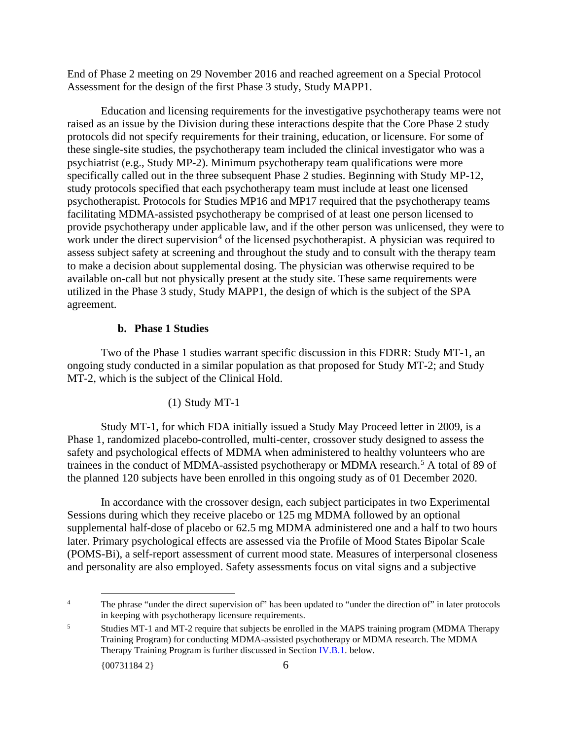End of Phase 2 meeting on 29 November 2016 and reached agreement on a Special Protocol Assessment for the design of the first Phase 3 study, Study MAPP1.

Education and licensing requirements for the investigative psychotherapy teams were not raised as an issue by the Division during these interactions despite that the Core Phase 2 study protocols did not specify requirements for their training, education, or licensure. For some of these single-site studies, the psychotherapy team included the clinical investigator who was a psychiatrist (e.g., Study MP-2). Minimum psychotherapy team qualifications were more specifically called out in the three subsequent Phase 2 studies. Beginning with Study MP-12, study protocols specified that each psychotherapy team must include at least one licensed psychotherapist. Protocols for Studies MP16 and MP17 required that the psychotherapy teams facilitating MDMA-assisted psychotherapy be comprised of at least one person licensed to provide psychotherapy under applicable law, and if the other person was unlicensed, they were to work under the direct supervision[4] of the licensed psychotherapist. A physician was required to assess subject safety at screening and throughout the study and to consult with the therapy team to make a decision about supplemental dosing. The physician was otherwise required to be available on-call but not physically present at the study site. These same requirements were utilized in the Phase 3 study, Study MAPP1, the design of which is the subject of the SPA agreement.

### b. Phase 1 Studies

Two of the Phase 1 studies warrant specific discussion in this FDRR: Study MT-1, an ongoing study conducted in a similar population as that proposed for Study MT-2; and Study MT-2, which is the subject of the Clinical Hold.

#### (1) Study MT-1

Study MT-1, for which FDA initially issued a Study May Proceed letter in 2009, is a Phase 1, randomized placebo-controlled, multi-center, crossover study designed to assess the safety and psychological effects of MDMA when administered to healthy volunteers who are trainees in the conduct of MDMA-assisted psychotherapy or MDMA research.[5] A total of 89 of the planned 120 subjects have been enrolled in this ongoing study as of 01 December 2020.

In accordance with the crossover design, each subject participates in two Experimental Sessions during which they receive placebo or 125 mg MDMA followed by an optional supplemental half-dose of placebo or 62.5 mg MDMA administered one and a half to two hours later. Primary psychological effects are assessed via the Profile of Mood States Bipolar Scale (POMS-Bi), a self-report assessment of current mood state. Measures of interpersonal closeness and personality are also employed. Safety assessments focus on vital signs and a subjective

---

[4] The phrase "under the direct supervision of" has been updated to "under the direction of" in later protocols in keeping with psychotherapy licensure requirements.

[5] Studies MT-1 and MT-2 require that subjects be enrolled in the MAPS training program (MDMA Therapy Training Program) for conducting MDMA-assisted psychotherapy or MDMA research. The MDMA Therapy Training Program is further discussed in Section IV.B.1. below.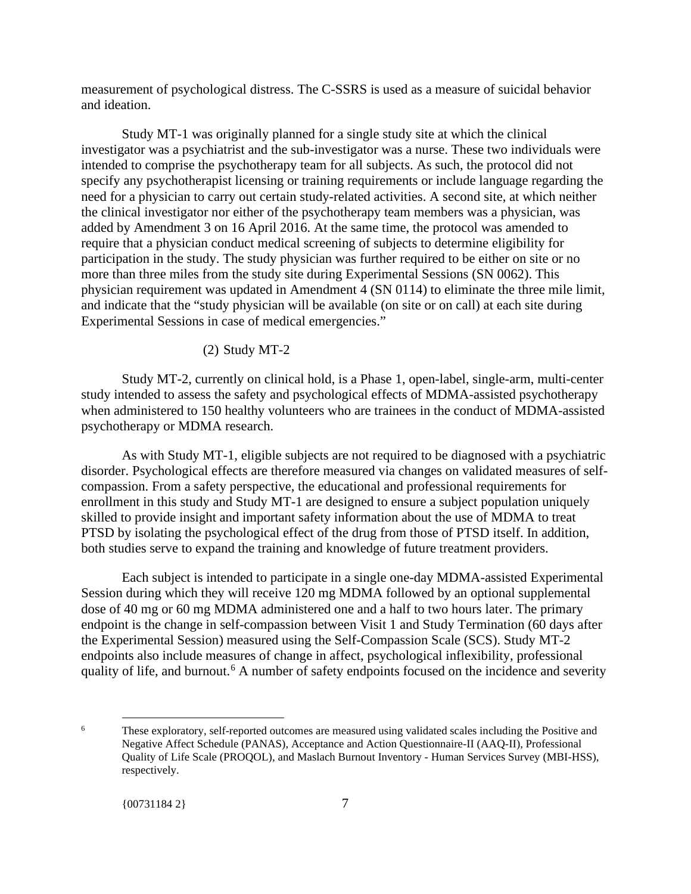measurement of psychological distress. The C-SSRS is used as a measure of suicidal behavior and ideation.

Study MT-1 was originally planned for a single study site at which the clinical investigator was a psychiatrist and the sub-investigator was a nurse. These two individuals were intended to comprise the psychotherapy team for all subjects. As such, the protocol did not specify any psychotherapist licensing or training requirements or include language regarding the need for a physician to carry out certain study-related activities. A second site, at which neither the clinical investigator nor either of the psychotherapy team members was a physician, was added by Amendment 3 on 16 April 2016. At the same time, the protocol was amended to require that a physician conduct medical screening of subjects to determine eligibility for participation in the study. The study physician was further required to be either on site or no more than three miles from the study site during Experimental Sessions (SN 0062). This physician requirement was updated in Amendment 4 (SN 0114) to eliminate the three mile limit, and indicate that the "study physician will be available (on site or on call) at each site during Experimental Sessions in case of medical emergencies."

(2) Study MT-2

Study MT-2, currently on clinical hold, is a Phase 1, open-label, single-arm, multi-center study intended to assess the safety and psychological effects of MDMA-assisted psychotherapy when administered to 150 healthy volunteers who are trainees in the conduct of MDMA-assisted psychotherapy or MDMA research.

As with Study MT-1, eligible subjects are not required to be diagnosed with a psychiatric disorder. Psychological effects are therefore measured via changes on validated measures of self-compassion. From a safety perspective, the educational and professional requirements for enrollment in this study and Study MT-1 are designed to ensure a subject population uniquely skilled to provide insight and important safety information about the use of MDMA to treat PTSD by isolating the psychological effect of the drug from those of PTSD itself. In addition, both studies serve to expand the training and knowledge of future treatment providers.

Each subject is intended to participate in a single one-day MDMA-assisted Experimental Session during which they will receive 120 mg MDMA followed by an optional supplemental dose of 40 mg or 60 mg MDMA administered one and a half to two hours later. The primary endpoint is the change in self-compassion between Visit 1 and Study Termination (60 days after the Experimental Session) measured using the Self-Compassion Scale (SCS). Study MT-2 endpoints also include measures of change in affect, psychological inflexibility, professional quality of life, and burnout.[6] A number of safety endpoints focused on the incidence and severity

[6] These exploratory, self-reported outcomes are measured using validated scales including the Positive and Negative Affect Schedule (PANAS), Acceptance and Action Questionnaire-II (AAQ-II), Professional Quality of Life Scale (PROQOL), and Maslach Burnout Inventory - Human Services Survey (MBI-HSS), respectively.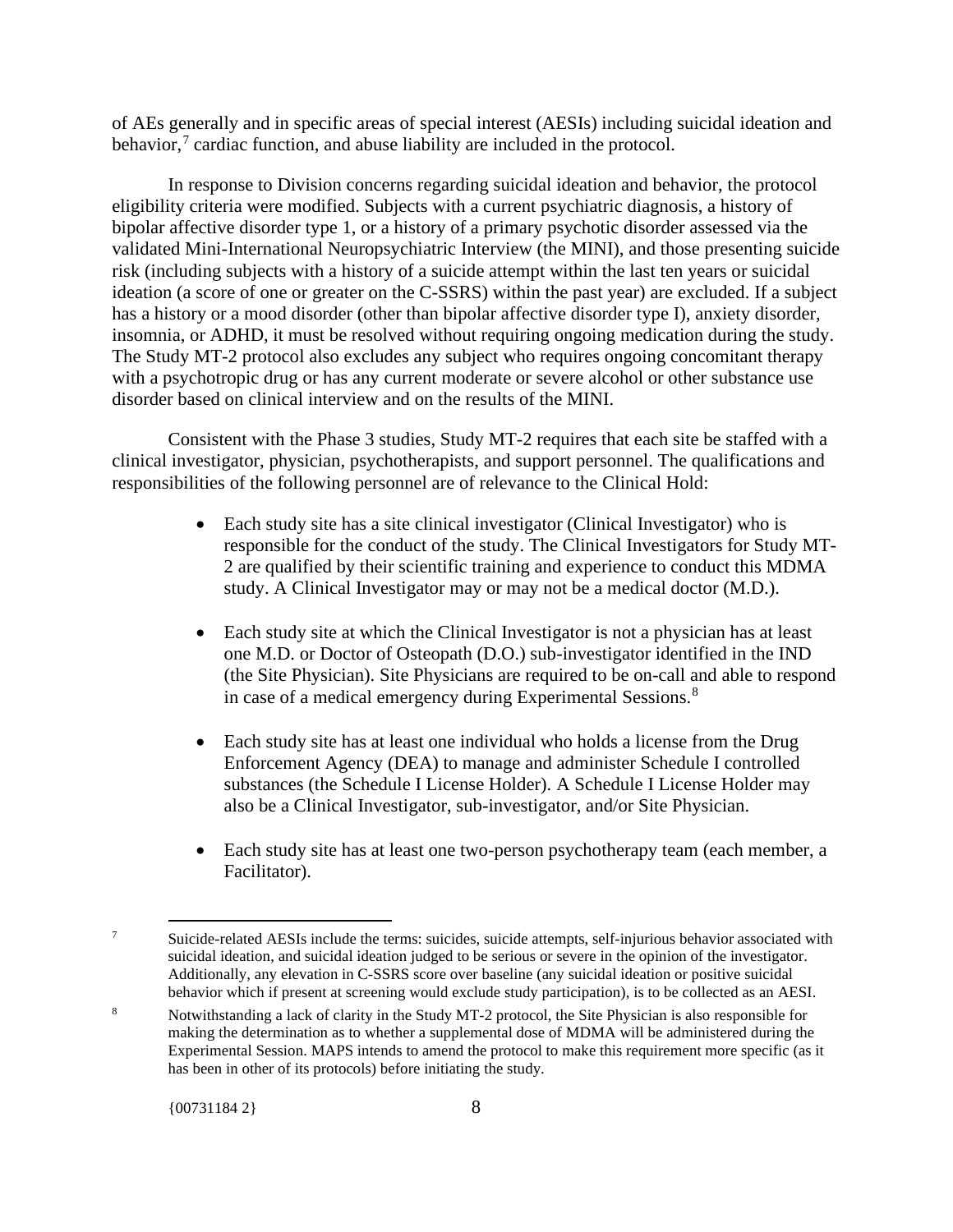of AEs generally and in specific areas of special interest (AESIs) including suicidal ideation and behavior,[7] cardiac function, and abuse liability are included in the protocol.

In response to Division concerns regarding suicidal ideation and behavior, the protocol eligibility criteria were modified. Subjects with a current psychiatric diagnosis, a history of bipolar affective disorder type 1, or a history of a primary psychotic disorder assessed via the validated Mini-International Neuropsychiatric Interview (the MINI), and those presenting suicide risk (including subjects with a history of a suicide attempt within the last ten years or suicidal ideation (a score of one or greater on the C-SSRS) within the past year) are excluded. If a subject has a history or a mood disorder (other than bipolar affective disorder type I), anxiety disorder, insomnia, or ADHD, it must be resolved without requiring ongoing medication during the study. The Study MT-2 protocol also excludes any subject who requires ongoing concomitant therapy with a psychotropic drug or has any current moderate or severe alcohol or other substance use disorder based on clinical interview and on the results of the MINI.

Consistent with the Phase 3 studies, Study MT-2 requires that each site be staffed with a clinical investigator, physician, psychotherapists, and support personnel. The qualifications and responsibilities of the following personnel are of relevance to the Clinical Hold:

- Each study site has a site clinical investigator (Clinical Investigator) who is responsible for the conduct of the study. The Clinical Investigators for Study MT-2 are qualified by their scientific training and experience to conduct this MDMA study. A Clinical Investigator may or may not be a medical doctor (M.D.).

- Each study site at which the Clinical Investigator is not a physician has at least one M.D. or Doctor of Osteopath (D.O.) sub-investigator identified in the IND (the Site Physician). Site Physicians are required to be on-call and able to respond in case of a medical emergency during Experimental Sessions.[8]

- Each study site has at least one individual who holds a license from the Drug Enforcement Agency (DEA) to manage and administer Schedule I controlled substances (the Schedule I License Holder). A Schedule I License Holder may also be a Clinical Investigator, sub-investigator, and/or Site Physician.

- Each study site has at least one two-person psychotherapy team (each member, a Facilitator).

---

[7] Suicide-related AESIs include the terms: suicides, suicide attempts, self-injurious behavior associated with suicidal ideation, and suicidal ideation judged to be serious or severe in the opinion of the investigator. Additionally, any elevation in C-SSRS score over baseline (any suicidal ideation or positive suicidal behavior which if present at screening would exclude study participation), is to be collected as an AESI.

[8] Notwithstanding a lack of clarity in the Study MT-2 protocol, the Site Physician is also responsible for making the determination as to whether a supplemental dose of MDMA will be administered during the Experimental Session. MAPS intends to amend the protocol to make this requirement more specific (as it has been in other of its protocols) before initiating the study.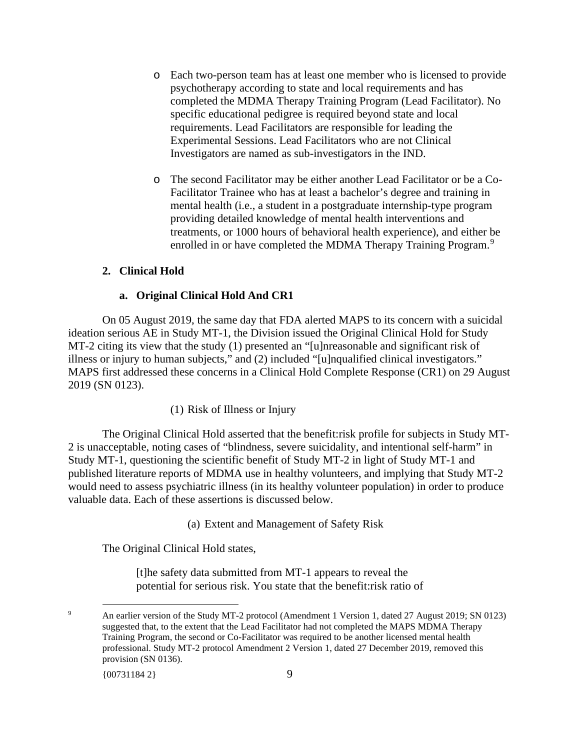- Each two-person team has at least one member who is licensed to provide psychotherapy according to state and local requirements and has completed the MDMA Therapy Training Program (Lead Facilitator). No specific educational pedigree is required beyond state and local requirements. Lead Facilitators are responsible for leading the Experimental Sessions. Lead Facilitators who are not Clinical Investigators are named as sub-investigators in the IND.

- The second Facilitator may be either another Lead Facilitator or be a Co-Facilitator Trainee who has at least a bachelor's degree and training in mental health (i.e., a student in a postgraduate internship-type program providing detailed knowledge of mental health interventions and treatments, or 1000 hours of behavioral health experience), and either be enrolled in or have completed the MDMA Therapy Training Program.[9]

### 2. Clinical Hold

#### a. Original Clinical Hold And CR1

On 05 August 2019, the same day that FDA alerted MAPS to its concern with a suicidal ideation serious AE in Study MT-1, the Division issued the Original Clinical Hold for Study MT-2 citing its view that the study (1) presented an "[u]nreasonable and significant risk of illness or injury to human subjects," and (2) included "[u]nqualified clinical investigators." MAPS first addressed these concerns in a Clinical Hold Complete Response (CR1) on 29 August 2019 (SN 0123).

(1) Risk of Illness or Injury

The Original Clinical Hold asserted that the benefit:risk profile for subjects in Study MT-2 is unacceptable, noting cases of "blindness, severe suicidality, and intentional self-harm" in Study MT-1, questioning the scientific benefit of Study MT-2 in light of Study MT-1 and published literature reports of MDMA use in healthy volunteers, and implying that Study MT-2 would need to assess psychiatric illness (in its healthy volunteer population) in order to produce valuable data. Each of these assertions is discussed below.

(a) Extent and Management of Safety Risk

The Original Clinical Hold states,

> [t]he safety data submitted from MT-1 appears to reveal the potential for serious risk. You state that the benefit:risk ratio of

---

[9] An earlier version of the Study MT-2 protocol (Amendment 1 Version 1, dated 27 August 2019; SN 0123) suggested that, to the extent that the Lead Facilitator had not completed the MAPS MDMA Therapy Training Program, the second or Co-Facilitator was required to be another licensed mental health professional. Study MT-2 protocol Amendment 2 Version 1, dated 27 December 2019, removed this provision (SN 0136).

{00731184 2}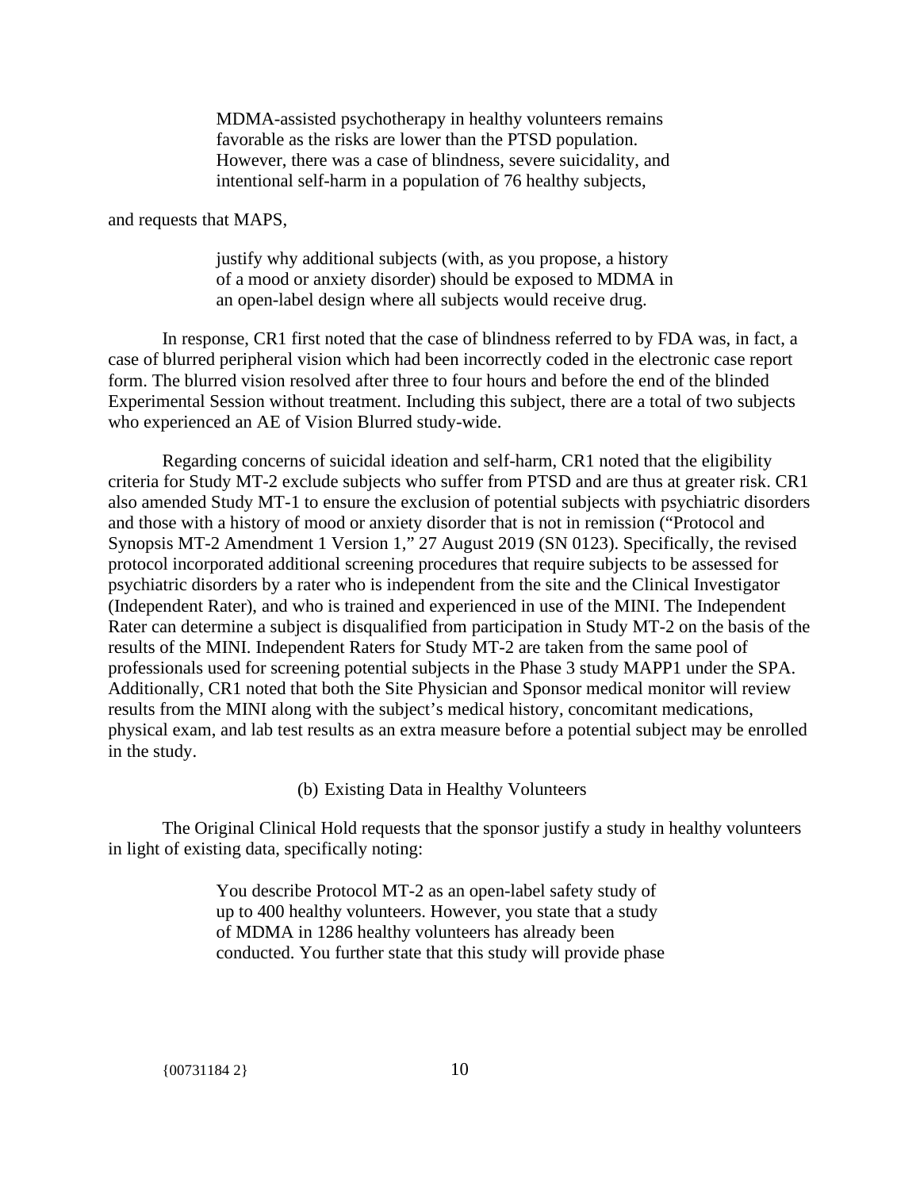> MDMA-assisted psychotherapy in healthy volunteers remains favorable as the risks are lower than the PTSD population. However, there was a case of blindness, severe suicidality, and intentional self-harm in a population of 76 healthy subjects,

and requests that MAPS,

> justify why additional subjects (with, as you propose, a history of a mood or anxiety disorder) should be exposed to MDMA in an open-label design where all subjects would receive drug.

In response, CR1 first noted that the case of blindness referred to by FDA was, in fact, a case of blurred peripheral vision which had been incorrectly coded in the electronic case report form. The blurred vision resolved after three to four hours and before the end of the blinded Experimental Session without treatment. Including this subject, there are a total of two subjects who experienced an AE of Vision Blurred study-wide.

Regarding concerns of suicidal ideation and self-harm, CR1 noted that the eligibility criteria for Study MT-2 exclude subjects who suffer from PTSD and are thus at greater risk. CR1 also amended Study MT-1 to ensure the exclusion of potential subjects with psychiatric disorders and those with a history of mood or anxiety disorder that is not in remission ("Protocol and Synopsis MT-2 Amendment 1 Version 1," 27 August 2019 (SN 0123). Specifically, the revised protocol incorporated additional screening procedures that require subjects to be assessed for psychiatric disorders by a rater who is independent from the site and the Clinical Investigator (Independent Rater), and who is trained and experienced in use of the MINI. The Independent Rater can determine a subject is disqualified from participation in Study MT-2 on the basis of the results of the MINI. Independent Raters for Study MT-2 are taken from the same pool of professionals used for screening potential subjects in the Phase 3 study MAPP1 under the SPA. Additionally, CR1 noted that both the Site Physician and Sponsor medical monitor will review results from the MINI along with the subject's medical history, concomitant medications, physical exam, and lab test results as an extra measure before a potential subject may be enrolled in the study.

(b) Existing Data in Healthy Volunteers

The Original Clinical Hold requests that the sponsor justify a study in healthy volunteers in light of existing data, specifically noting:

> You describe Protocol MT-2 as an open-label safety study of up to 400 healthy volunteers. However, you state that a study of MDMA in 1286 healthy volunteers has already been conducted. You further state that this study will provide phase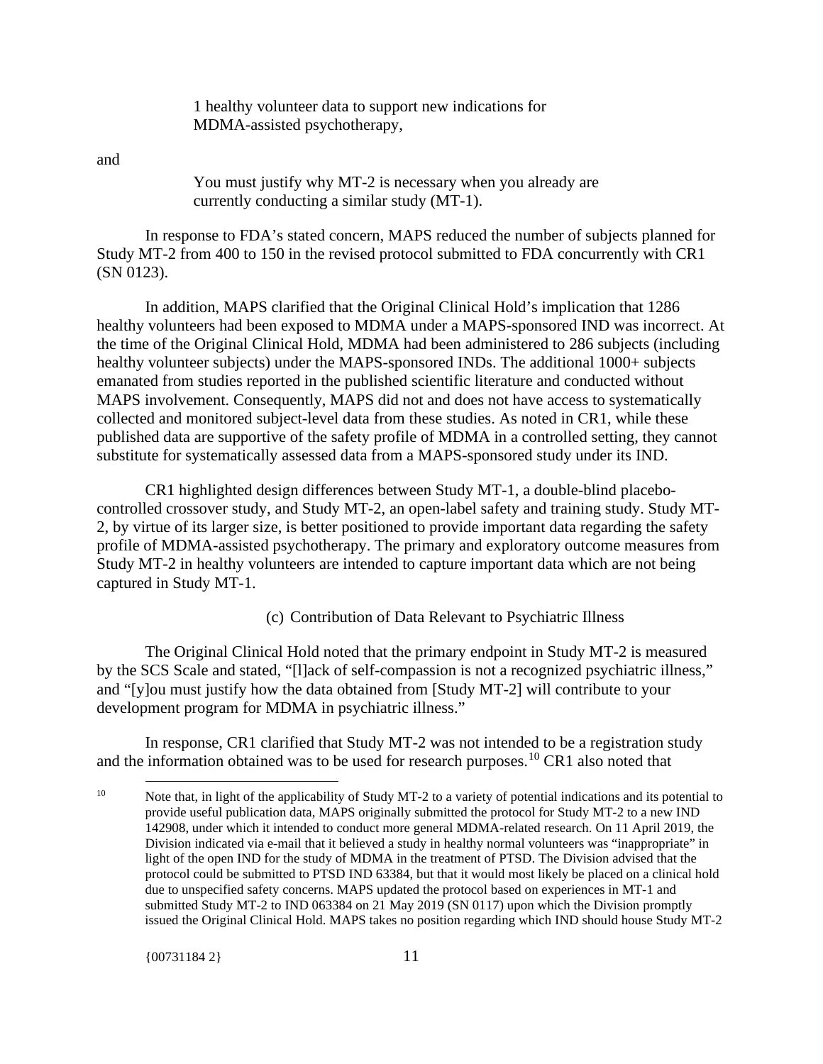> 1 healthy volunteer data to support new indications for MDMA-assisted psychotherapy,

and

> You must justify why MT-2 is necessary when you already are currently conducting a similar study (MT-1).

In response to FDA's stated concern, MAPS reduced the number of subjects planned for Study MT-2 from 400 to 150 in the revised protocol submitted to FDA concurrently with CR1 (SN 0123).

In addition, MAPS clarified that the Original Clinical Hold's implication that 1286 healthy volunteers had been exposed to MDMA under a MAPS-sponsored IND was incorrect. At the time of the Original Clinical Hold, MDMA had been administered to 286 subjects (including healthy volunteer subjects) under the MAPS-sponsored INDs. The additional 1000+ subjects emanated from studies reported in the published scientific literature and conducted without MAPS involvement. Consequently, MAPS did not and does not have access to systematically collected and monitored subject-level data from these studies. As noted in CR1, while these published data are supportive of the safety profile of MDMA in a controlled setting, they cannot substitute for systematically assessed data from a MAPS-sponsored study under its IND.

CR1 highlighted design differences between Study MT-1, a double-blind placebo-controlled crossover study, and Study MT-2, an open-label safety and training study. Study MT-2, by virtue of its larger size, is better positioned to provide important data regarding the safety profile of MDMA-assisted psychotherapy. The primary and exploratory outcome measures from Study MT-2 in healthy volunteers are intended to capture important data which are not being captured in Study MT-1.

(c) Contribution of Data Relevant to Psychiatric Illness

The Original Clinical Hold noted that the primary endpoint in Study MT-2 is measured by the SCS Scale and stated, "[l]ack of self-compassion is not a recognized psychiatric illness," and "[y]ou must justify how the data obtained from [Study MT-2] will contribute to your development program for MDMA in psychiatric illness."

In response, CR1 clarified that Study MT-2 was not intended to be a registration study and the information obtained was to be used for research purposes.[10] CR1 also noted that

[10] Note that, in light of the applicability of Study MT-2 to a variety of potential indications and its potential to provide useful publication data, MAPS originally submitted the protocol for Study MT-2 to a new IND 142908, under which it intended to conduct more general MDMA-related research. On 11 April 2019, the Division indicated via e-mail that it believed a study in healthy normal volunteers was "inappropriate" in light of the open IND for the study of MDMA in the treatment of PTSD. The Division advised that the protocol could be submitted to PTSD IND 63384, but that it would most likely be placed on a clinical hold due to unspecified safety concerns. MAPS updated the protocol based on experiences in MT-1 and submitted Study MT-2 to IND 063384 on 21 May 2019 (SN 0117) upon which the Division promptly issued the Original Clinical Hold. MAPS takes no position regarding which IND should house Study MT-2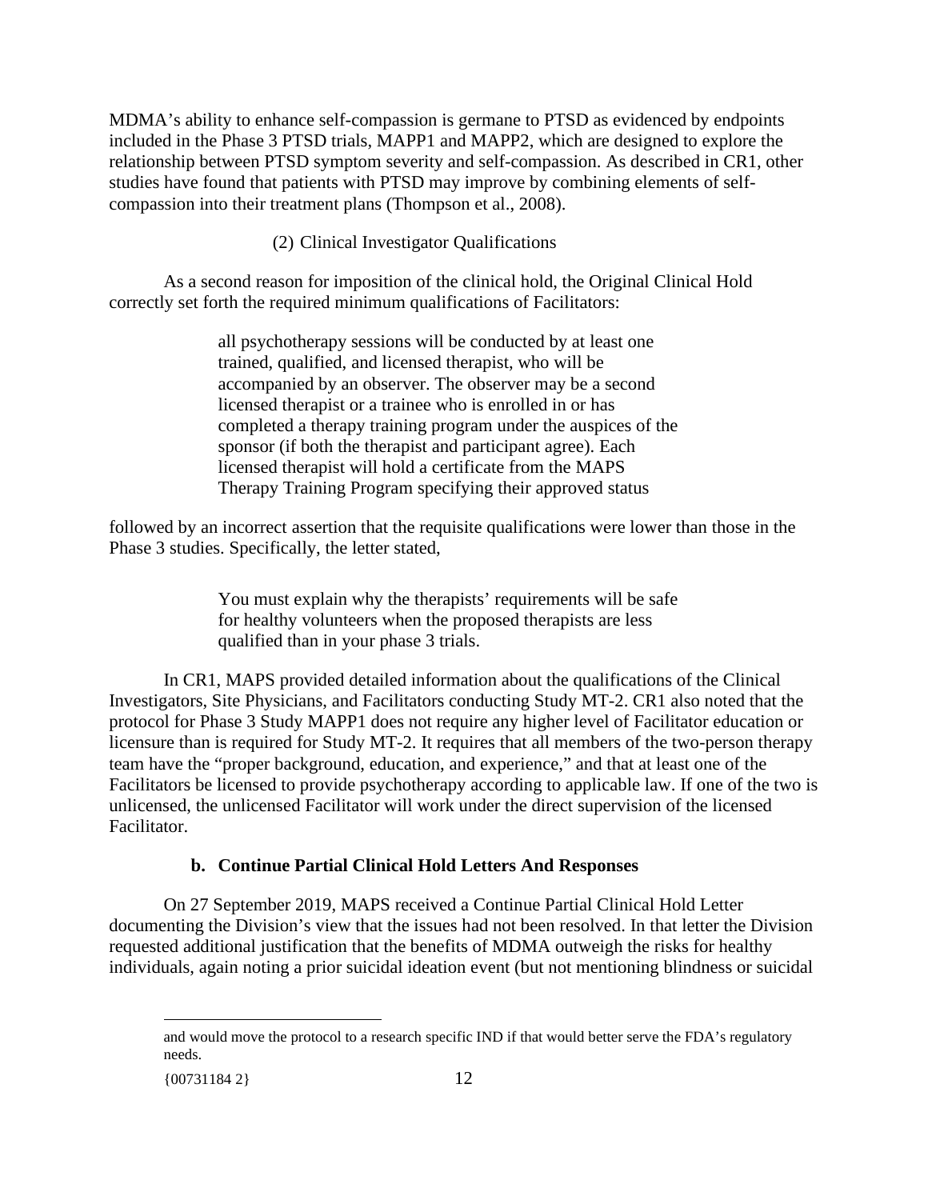MDMA's ability to enhance self-compassion is germane to PTSD as evidenced by endpoints included in the Phase 3 PTSD trials, MAPP1 and MAPP2, which are designed to explore the relationship between PTSD symptom severity and self-compassion. As described in CR1, other studies have found that patients with PTSD may improve by combining elements of self-compassion into their treatment plans (Thompson et al., 2008).

(2) Clinical Investigator Qualifications

As a second reason for imposition of the clinical hold, the Original Clinical Hold correctly set forth the required minimum qualifications of Facilitators:

> all psychotherapy sessions will be conducted by at least one trained, qualified, and licensed therapist, who will be accompanied by an observer. The observer may be a second licensed therapist or a trainee who is enrolled in or has completed a therapy training program under the auspices of the sponsor (if both the therapist and participant agree). Each licensed therapist will hold a certificate from the MAPS Therapy Training Program specifying their approved status

followed by an incorrect assertion that the requisite qualifications were lower than those in the Phase 3 studies. Specifically, the letter stated,

> You must explain why the therapists' requirements will be safe for healthy volunteers when the proposed therapists are less qualified than in your phase 3 trials.

In CR1, MAPS provided detailed information about the qualifications of the Clinical Investigators, Site Physicians, and Facilitators conducting Study MT-2. CR1 also noted that the protocol for Phase 3 Study MAPP1 does not require any higher level of Facilitator education or licensure than is required for Study MT-2. It requires that all members of the two-person therapy team have the "proper background, education, and experience," and that at least one of the Facilitators be licensed to provide psychotherapy according to applicable law. If one of the two is unlicensed, the unlicensed Facilitator will work under the direct supervision of the licensed Facilitator.

**b. Continue Partial Clinical Hold Letters And Responses**

On 27 September 2019, MAPS received a Continue Partial Clinical Hold Letter documenting the Division's view that the issues had not been resolved. In that letter the Division requested additional justification that the benefits of MDMA outweigh the risks for healthy individuals, again noting a prior suicidal ideation event (but not mentioning blindness or suicidal

---

and would move the protocol to a research specific IND if that would better serve the FDA's regulatory needs.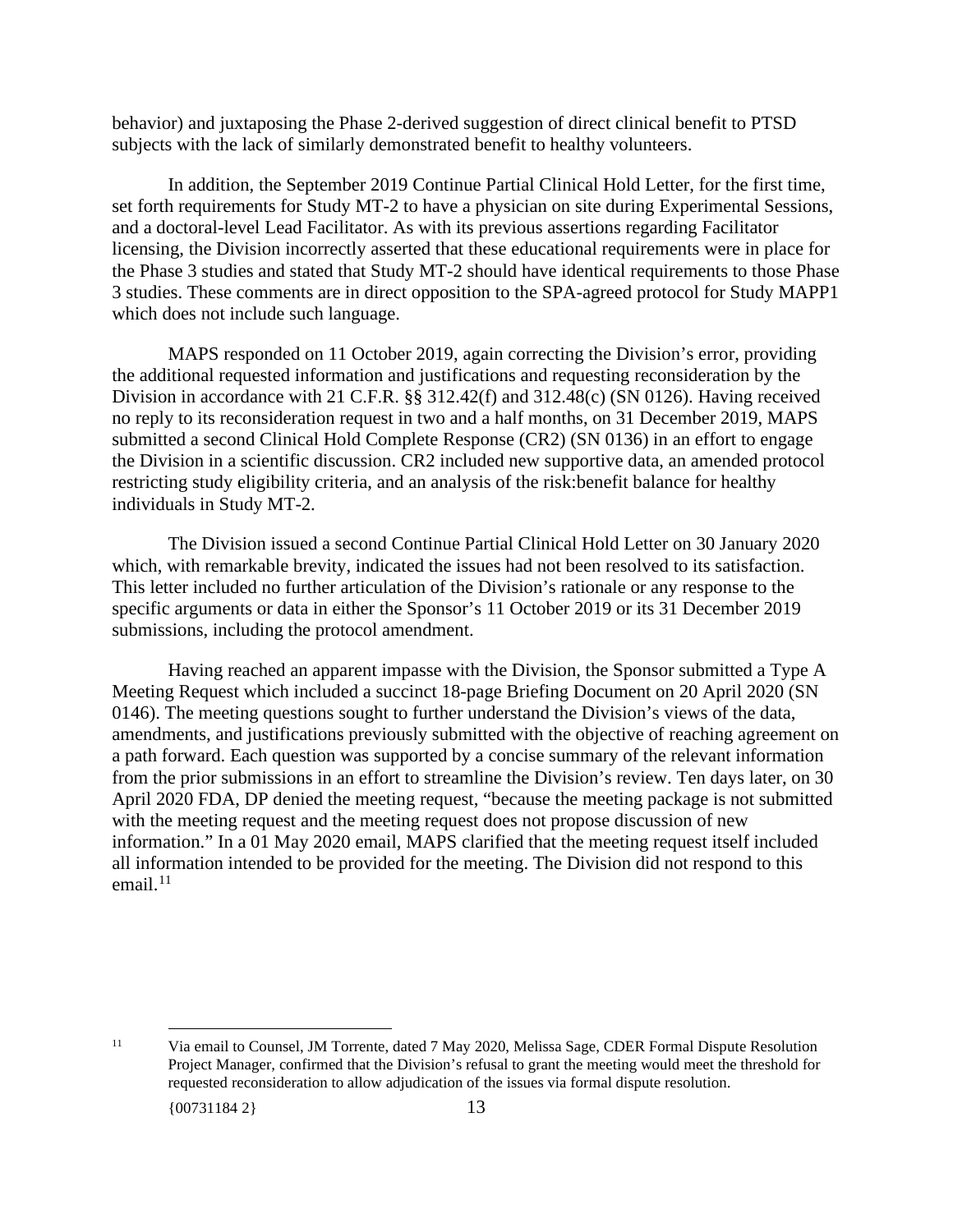behavior) and juxtaposing the Phase 2-derived suggestion of direct clinical benefit to PTSD subjects with the lack of similarly demonstrated benefit to healthy volunteers.

In addition, the September 2019 Continue Partial Clinical Hold Letter, for the first time, set forth requirements for Study MT-2 to have a physician on site during Experimental Sessions, and a doctoral-level Lead Facilitator. As with its previous assertions regarding Facilitator licensing, the Division incorrectly asserted that these educational requirements were in place for the Phase 3 studies and stated that Study MT-2 should have identical requirements to those Phase 3 studies. These comments are in direct opposition to the SPA-agreed protocol for Study MAPP1 which does not include such language.

MAPS responded on 11 October 2019, again correcting the Division's error, providing the additional requested information and justifications and requesting reconsideration by the Division in accordance with 21 C.F.R. §§ 312.42(f) and 312.48(c) (SN 0126). Having received no reply to its reconsideration request in two and a half months, on 31 December 2019, MAPS submitted a second Clinical Hold Complete Response (CR2) (SN 0136) in an effort to engage the Division in a scientific discussion. CR2 included new supportive data, an amended protocol restricting study eligibility criteria, and an analysis of the risk:benefit balance for healthy individuals in Study MT-2.

The Division issued a second Continue Partial Clinical Hold Letter on 30 January 2020 which, with remarkable brevity, indicated the issues had not been resolved to its satisfaction. This letter included no further articulation of the Division's rationale or any response to the specific arguments or data in either the Sponsor's 11 October 2019 or its 31 December 2019 submissions, including the protocol amendment.

Having reached an apparent impasse with the Division, the Sponsor submitted a Type A Meeting Request which included a succinct 18-page Briefing Document on 20 April 2020 (SN 0146). The meeting questions sought to further understand the Division's views of the data, amendments, and justifications previously submitted with the objective of reaching agreement on a path forward. Each question was supported by a concise summary of the relevant information from the prior submissions in an effort to streamline the Division's review. Ten days later, on 30 April 2020 FDA, DP denied the meeting request, "because the meeting package is not submitted with the meeting request and the meeting request does not propose discussion of new information." In a 01 May 2020 email, MAPS clarified that the meeting request itself included all information intended to be provided for the meeting. The Division did not respond to this email.[11]

[11] Via email to Counsel, JM Torrente, dated 7 May 2020, Melissa Sage, CDER Formal Dispute Resolution Project Manager, confirmed that the Division's refusal to grant the meeting would meet the threshold for requested reconsideration to allow adjudication of the issues via formal dispute resolution.

{00731184 2}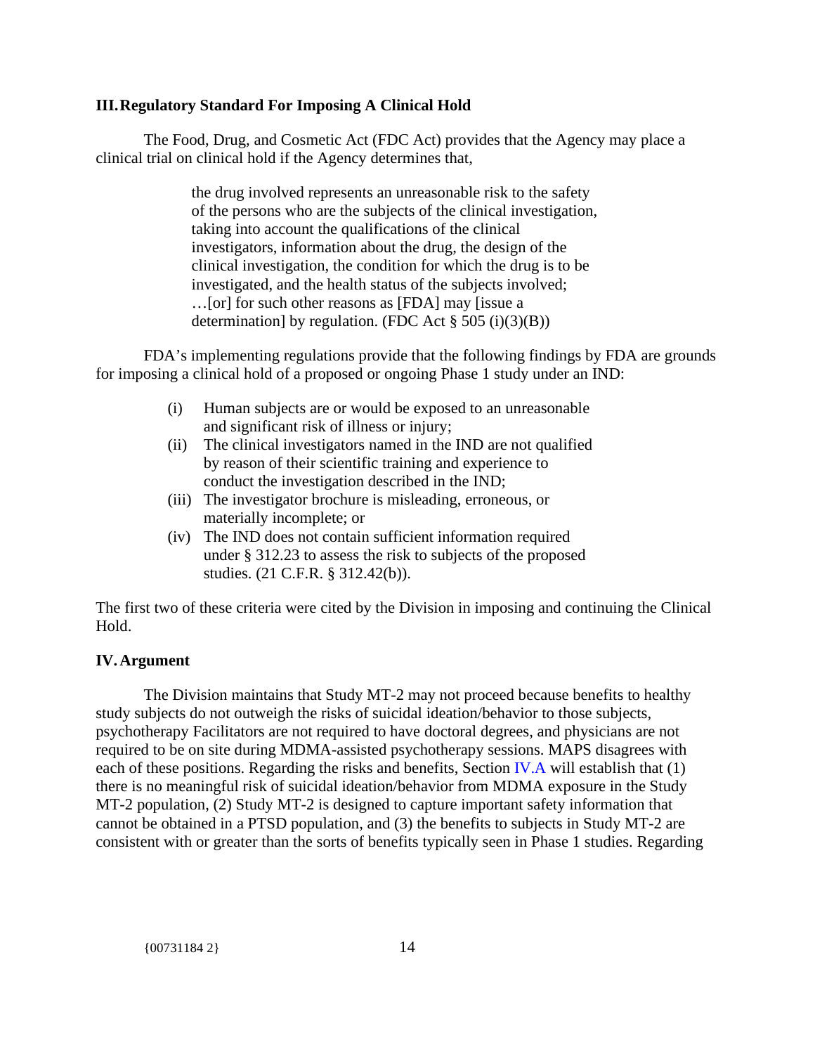## III. Regulatory Standard For Imposing A Clinical Hold

The Food, Drug, and Cosmetic Act (FDC Act) provides that the Agency may place a clinical trial on clinical hold if the Agency determines that,

> the drug involved represents an unreasonable risk to the safety of the persons who are the subjects of the clinical investigation, taking into account the qualifications of the clinical investigators, information about the drug, the design of the clinical investigation, the condition for which the drug is to be investigated, and the health status of the subjects involved; …[or] for such other reasons as [FDA] may [issue a determination] by regulation. (FDC Act § 505 (i)(3)(B))

FDA's implementing regulations provide that the following findings by FDA are grounds for imposing a clinical hold of a proposed or ongoing Phase 1 study under an IND:

> (i) Human subjects are or would be exposed to an unreasonable and significant risk of illness or injury;
> (ii) The clinical investigators named in the IND are not qualified by reason of their scientific training and experience to conduct the investigation described in the IND;
> (iii) The investigator brochure is misleading, erroneous, or materially incomplete; or
> (iv) The IND does not contain sufficient information required under § 312.23 to assess the risk to subjects of the proposed studies. (21 C.F.R. § 312.42(b)).

The first two of these criteria were cited by the Division in imposing and continuing the Clinical Hold.

## IV. Argument

The Division maintains that Study MT-2 may not proceed because benefits to healthy study subjects do not outweigh the risks of suicidal ideation/behavior to those subjects, psychotherapy Facilitators are not required to have doctoral degrees, and physicians are not required to be on site during MDMA-assisted psychotherapy sessions. MAPS disagrees with each of these positions. Regarding the risks and benefits, Section IV.A will establish that (1) there is no meaningful risk of suicidal ideation/behavior from MDMA exposure in the Study MT-2 population, (2) Study MT-2 is designed to capture important safety information that cannot be obtained in a PTSD population, and (3) the benefits to subjects in Study MT-2 are consistent with or greater than the sorts of benefits typically seen in Phase 1 studies. Regarding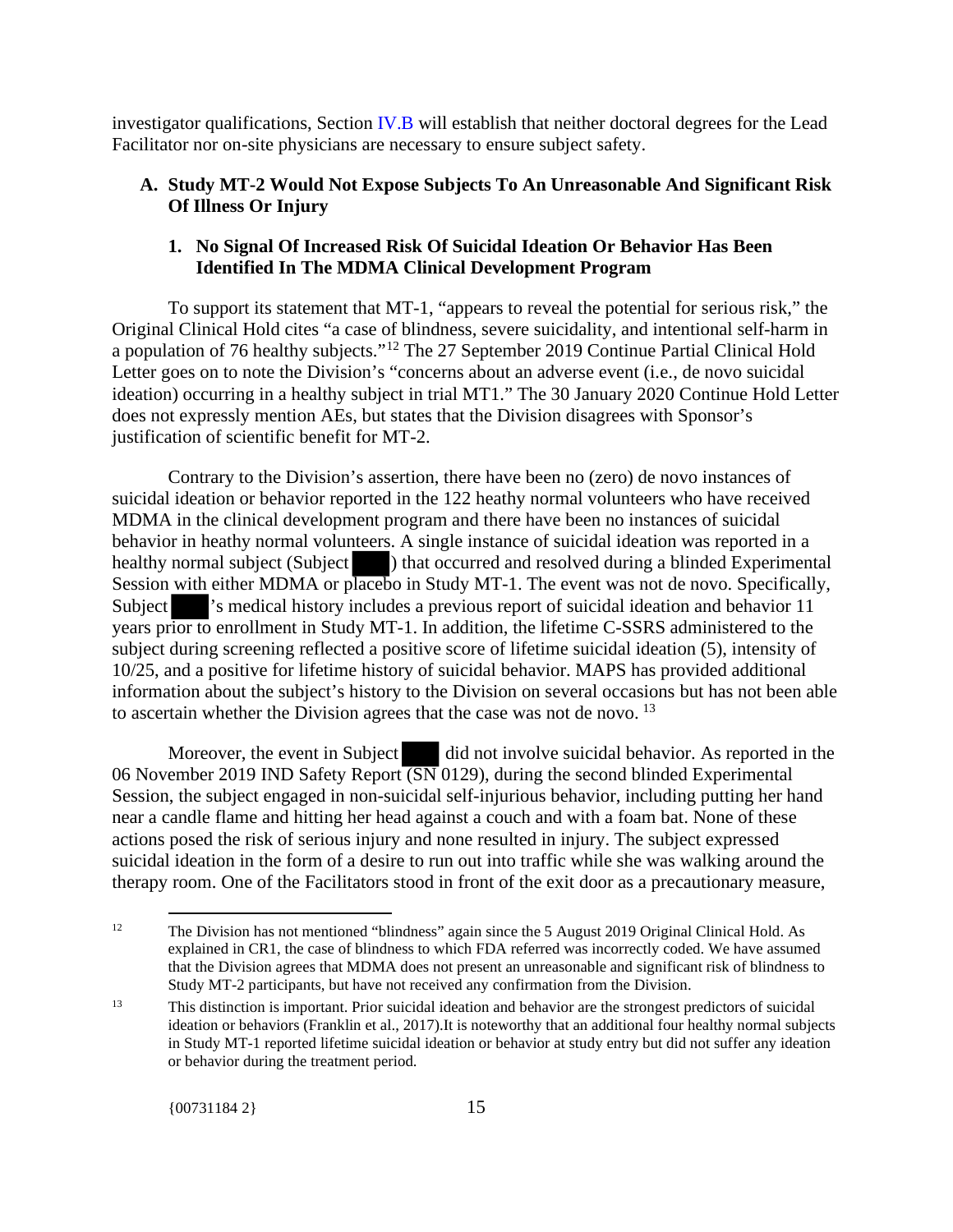investigator qualifications, Section IV.B will establish that neither doctoral degrees for the Lead Facilitator nor on-site physicians are necessary to ensure subject safety.

### A. Study MT-2 Would Not Expose Subjects To An Unreasonable And Significant Risk Of Illness Or Injury

#### 1. No Signal Of Increased Risk Of Suicidal Ideation Or Behavior Has Been Identified In The MDMA Clinical Development Program

To support its statement that MT-1, "appears to reveal the potential for serious risk," the Original Clinical Hold cites "a case of blindness, severe suicidality, and intentional self-harm in a population of 76 healthy subjects."[12] The 27 September 2019 Continue Partial Clinical Hold Letter goes on to note the Division's "concerns about an adverse event (i.e., de novo suicidal ideation) occurring in a healthy subject in trial MT1." The 30 January 2020 Continue Hold Letter does not expressly mention AEs, but states that the Division disagrees with Sponsor's justification of scientific benefit for MT-2.

Contrary to the Division's assertion, there have been no (zero) de novo instances of suicidal ideation or behavior reported in the 122 heathy normal volunteers who have received MDMA in the clinical development program and there have been no instances of suicidal behavior in heathy normal volunteers. A single instance of suicidal ideation was reported in a healthy normal subject (Subject ███) that occurred and resolved during a blinded Experimental Session with either MDMA or placebo in Study MT-1. The event was not de novo. Specifically, Subject ███'s medical history includes a previous report of suicidal ideation and behavior 11 years prior to enrollment in Study MT-1. In addition, the lifetime C-SSRS administered to the subject during screening reflected a positive score of lifetime suicidal ideation (5), intensity of 10/25, and a positive for lifetime history of suicidal behavior. MAPS has provided additional information about the subject's history to the Division on several occasions but has not been able to ascertain whether the Division agrees that the case was not de novo. [13]

Moreover, the event in Subject ███ did not involve suicidal behavior. As reported in the 06 November 2019 IND Safety Report (SN 0129), during the second blinded Experimental Session, the subject engaged in non-suicidal self-injurious behavior, including putting her hand near a candle flame and hitting her head against a couch and with a foam bat. None of these actions posed the risk of serious injury and none resulted in injury. The subject expressed suicidal ideation in the form of a desire to run out into traffic while she was walking around the therapy room. One of the Facilitators stood in front of the exit door as a precautionary measure,

---

[12] The Division has not mentioned "blindness" again since the 5 August 2019 Original Clinical Hold. As explained in CR1, the case of blindness to which FDA referred was incorrectly coded. We have assumed that the Division agrees that MDMA does not present an unreasonable and significant risk of blindness to Study MT-2 participants, but have not received any confirmation from the Division.

[13] This distinction is important. Prior suicidal ideation and behavior are the strongest predictors of suicidal ideation or behaviors (Franklin et al., 2017).It is noteworthy that an additional four healthy normal subjects in Study MT-1 reported lifetime suicidal ideation or behavior at study entry but did not suffer any ideation or behavior during the treatment period.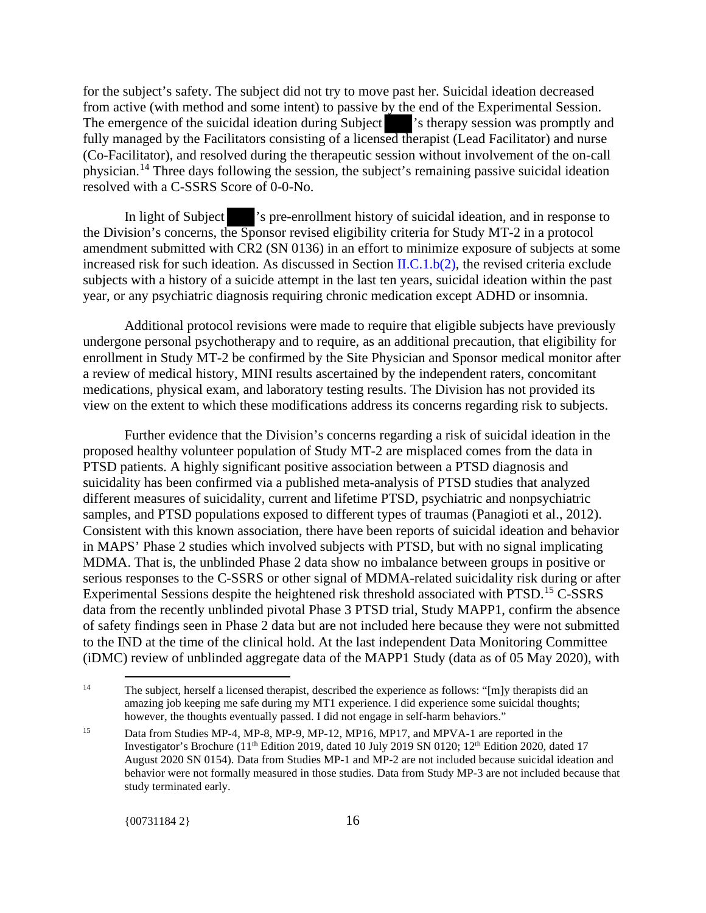for the subject's safety. The subject did not try to move past her. Suicidal ideation decreased from active (with method and some intent) to passive by the end of the Experimental Session. The emergence of the suicidal ideation during Subject ███'s therapy session was promptly and fully managed by the Facilitators consisting of a licensed therapist (Lead Facilitator) and nurse (Co-Facilitator), and resolved during the therapeutic session without involvement of the on-call physician.[14] Three days following the session, the subject's remaining passive suicidal ideation resolved with a C-SSRS Score of 0-0-No.

In light of Subject ███'s pre-enrollment history of suicidal ideation, and in response to the Division's concerns, the Sponsor revised eligibility criteria for Study MT-2 in a protocol amendment submitted with CR2 (SN 0136) in an effort to minimize exposure of subjects at some increased risk for such ideation. As discussed in Section II.C.1.b(2), the revised criteria exclude subjects with a history of a suicide attempt in the last ten years, suicidal ideation within the past year, or any psychiatric diagnosis requiring chronic medication except ADHD or insomnia.

Additional protocol revisions were made to require that eligible subjects have previously undergone personal psychotherapy and to require, as an additional precaution, that eligibility for enrollment in Study MT-2 be confirmed by the Site Physician and Sponsor medical monitor after a review of medical history, MINI results ascertained by the independent raters, concomitant medications, physical exam, and laboratory testing results. The Division has not provided its view on the extent to which these modifications address its concerns regarding risk to subjects.

Further evidence that the Division's concerns regarding a risk of suicidal ideation in the proposed healthy volunteer population of Study MT-2 are misplaced comes from the data in PTSD patients. A highly significant positive association between a PTSD diagnosis and suicidality has been confirmed via a published meta-analysis of PTSD studies that analyzed different measures of suicidality, current and lifetime PTSD, psychiatric and nonpsychiatric samples, and PTSD populations exposed to different types of traumas (Panagioti et al., 2012). Consistent with this known association, there have been reports of suicidal ideation and behavior in MAPS' Phase 2 studies which involved subjects with PTSD, but with no signal implicating MDMA. That is, the unblinded Phase 2 data show no imbalance between groups in positive or serious responses to the C-SSRS or other signal of MDMA-related suicidality risk during or after Experimental Sessions despite the heightened risk threshold associated with PTSD.[15] C-SSRS data from the recently unblinded pivotal Phase 3 PTSD trial, Study MAPP1, confirm the absence of safety findings seen in Phase 2 data but are not included here because they were not submitted to the IND at the time of the clinical hold. At the last independent Data Monitoring Committee (iDMC) review of unblinded aggregate data of the MAPP1 Study (data as of 05 May 2020), with

---

[14] The subject, herself a licensed therapist, described the experience as follows: "[m]y therapists did an amazing job keeping me safe during my MT1 experience. I did experience some suicidal thoughts; however, the thoughts eventually passed. I did not engage in self-harm behaviors."

[15] Data from Studies MP-4, MP-8, MP-9, MP-12, MP16, MP17, and MPVA-1 are reported in the Investigator's Brochure (11th Edition 2019, dated 10 July 2019 SN 0120; 12th Edition 2020, dated 17 August 2020 SN 0154). Data from Studies MP-1 and MP-2 are not included because suicidal ideation and behavior were not formally measured in those studies. Data from Study MP-3 are not included because that study terminated early.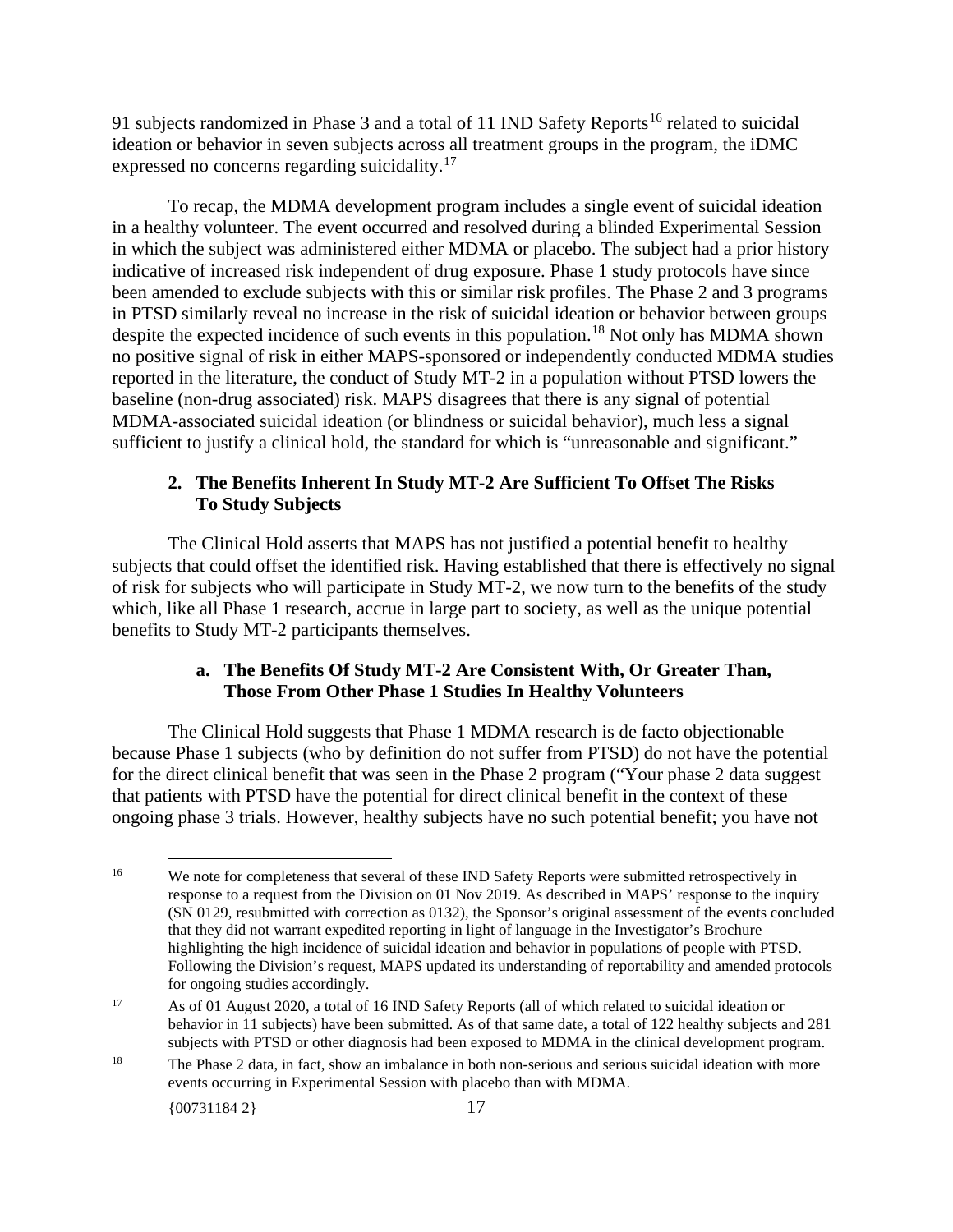91 subjects randomized in Phase 3 and a total of 11 IND Safety Reports[16] related to suicidal ideation or behavior in seven subjects across all treatment groups in the program, the iDMC expressed no concerns regarding suicidality.[17]

To recap, the MDMA development program includes a single event of suicidal ideation in a healthy volunteer. The event occurred and resolved during a blinded Experimental Session in which the subject was administered either MDMA or placebo. The subject had a prior history indicative of increased risk independent of drug exposure. Phase 1 study protocols have since been amended to exclude subjects with this or similar risk profiles. The Phase 2 and 3 programs in PTSD similarly reveal no increase in the risk of suicidal ideation or behavior between groups despite the expected incidence of such events in this population.[18] Not only has MDMA shown no positive signal of risk in either MAPS-sponsored or independently conducted MDMA studies reported in the literature, the conduct of Study MT-2 in a population without PTSD lowers the baseline (non-drug associated) risk. MAPS disagrees that there is any signal of potential MDMA-associated suicidal ideation (or blindness or suicidal behavior), much less a signal sufficient to justify a clinical hold, the standard for which is "unreasonable and significant."

### 2. The Benefits Inherent In Study MT-2 Are Sufficient To Offset The Risks To Study Subjects

The Clinical Hold asserts that MAPS has not justified a potential benefit to healthy subjects that could offset the identified risk. Having established that there is effectively no signal of risk for subjects who will participate in Study MT-2, we now turn to the benefits of the study which, like all Phase 1 research, accrue in large part to society, as well as the unique potential benefits to Study MT-2 participants themselves.

#### a. The Benefits Of Study MT-2 Are Consistent With, Or Greater Than, Those From Other Phase 1 Studies In Healthy Volunteers

The Clinical Hold suggests that Phase 1 MDMA research is de facto objectionable because Phase 1 subjects (who by definition do not suffer from PTSD) do not have the potential for the direct clinical benefit that was seen in the Phase 2 program ("Your phase 2 data suggest that patients with PTSD have the potential for direct clinical benefit in the context of these ongoing phase 3 trials. However, healthy subjects have no such potential benefit; you have not

---

[16] We note for completeness that several of these IND Safety Reports were submitted retrospectively in response to a request from the Division on 01 Nov 2019. As described in MAPS' response to the inquiry (SN 0129, resubmitted with correction as 0132), the Sponsor's original assessment of the events concluded that they did not warrant expedited reporting in light of language in the Investigator's Brochure highlighting the high incidence of suicidal ideation and behavior in populations of people with PTSD. Following the Division's request, MAPS updated its understanding of reportability and amended protocols for ongoing studies accordingly.

[17] As of 01 August 2020, a total of 16 IND Safety Reports (all of which related to suicidal ideation or behavior in 11 subjects) have been submitted. As of that same date, a total of 122 healthy subjects and 281 subjects with PTSD or other diagnosis had been exposed to MDMA in the clinical development program.

[18] The Phase 2 data, in fact, show an imbalance in both non-serious and serious suicidal ideation with more events occurring in Experimental Session with placebo than with MDMA.

{00731184 2}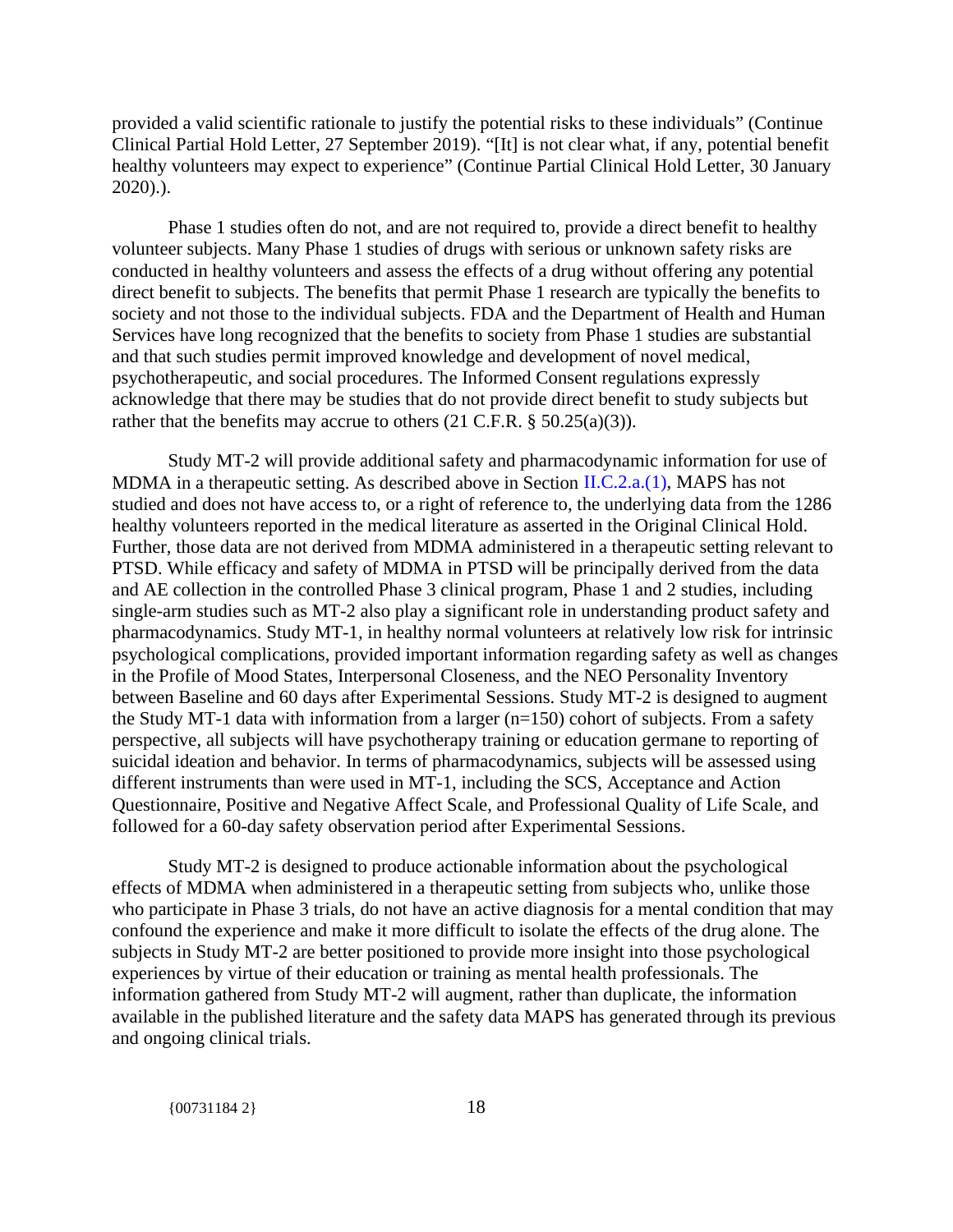provided a valid scientific rationale to justify the potential risks to these individuals" (Continue Clinical Partial Hold Letter, 27 September 2019). "[It] is not clear what, if any, potential benefit healthy volunteers may expect to experience" (Continue Partial Clinical Hold Letter, 30 January 2020).).

Phase 1 studies often do not, and are not required to, provide a direct benefit to healthy volunteer subjects. Many Phase 1 studies of drugs with serious or unknown safety risks are conducted in healthy volunteers and assess the effects of a drug without offering any potential direct benefit to subjects. The benefits that permit Phase 1 research are typically the benefits to society and not those to the individual subjects. FDA and the Department of Health and Human Services have long recognized that the benefits to society from Phase 1 studies are substantial and that such studies permit improved knowledge and development of novel medical, psychotherapeutic, and social procedures. The Informed Consent regulations expressly acknowledge that there may be studies that do not provide direct benefit to study subjects but rather that the benefits may accrue to others (21 C.F.R. § 50.25(a)(3)).

Study MT-2 will provide additional safety and pharmacodynamic information for use of MDMA in a therapeutic setting. As described above in Section II.C.2.a.(1), MAPS has not studied and does not have access to, or a right of reference to, the underlying data from the 1286 healthy volunteers reported in the medical literature as asserted in the Original Clinical Hold. Further, those data are not derived from MDMA administered in a therapeutic setting relevant to PTSD. While efficacy and safety of MDMA in PTSD will be principally derived from the data and AE collection in the controlled Phase 3 clinical program, Phase 1 and 2 studies, including single-arm studies such as MT-2 also play a significant role in understanding product safety and pharmacodynamics. Study MT-1, in healthy normal volunteers at relatively low risk for intrinsic psychological complications, provided important information regarding safety as well as changes in the Profile of Mood States, Interpersonal Closeness, and the NEO Personality Inventory between Baseline and 60 days after Experimental Sessions. Study MT-2 is designed to augment the Study MT-1 data with information from a larger (n=150) cohort of subjects. From a safety perspective, all subjects will have psychotherapy training or education germane to reporting of suicidal ideation and behavior. In terms of pharmacodynamics, subjects will be assessed using different instruments than were used in MT-1, including the SCS, Acceptance and Action Questionnaire, Positive and Negative Affect Scale, and Professional Quality of Life Scale, and followed for a 60-day safety observation period after Experimental Sessions.

Study MT-2 is designed to produce actionable information about the psychological effects of MDMA when administered in a therapeutic setting from subjects who, unlike those who participate in Phase 3 trials, do not have an active diagnosis for a mental condition that may confound the experience and make it more difficult to isolate the effects of the drug alone. The subjects in Study MT-2 are better positioned to provide more insight into those psychological experiences by virtue of their education or training as mental health professionals. The information gathered from Study MT-2 will augment, rather than duplicate, the information available in the published literature and the safety data MAPS has generated through its previous and ongoing clinical trials.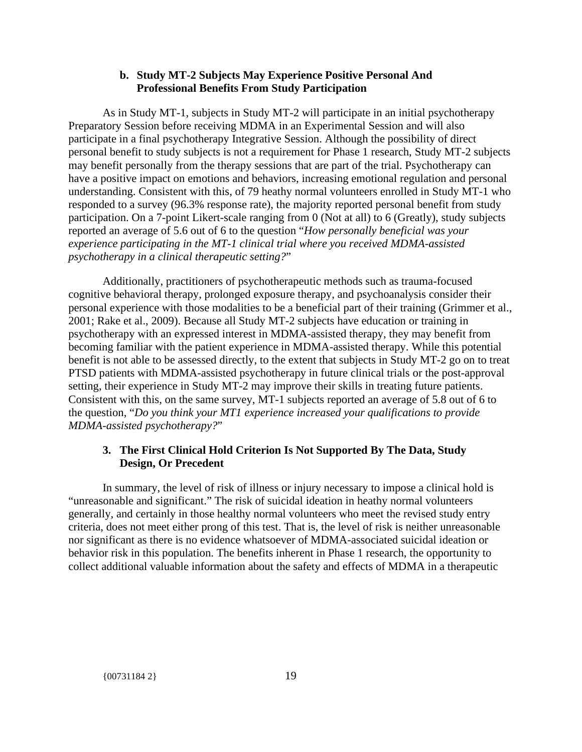### b. Study MT-2 Subjects May Experience Positive Personal And Professional Benefits From Study Participation

As in Study MT-1, subjects in Study MT-2 will participate in an initial psychotherapy Preparatory Session before receiving MDMA in an Experimental Session and will also participate in a final psychotherapy Integrative Session. Although the possibility of direct personal benefit to study subjects is not a requirement for Phase 1 research, Study MT-2 subjects may benefit personally from the therapy sessions that are part of the trial. Psychotherapy can have a positive impact on emotions and behaviors, increasing emotional regulation and personal understanding. Consistent with this, of 79 heathy normal volunteers enrolled in Study MT-1 who responded to a survey (96.3% response rate), the majority reported personal benefit from study participation. On a 7-point Likert-scale ranging from 0 (Not at all) to 6 (Greatly), study subjects reported an average of 5.6 out of 6 to the question "*How personally beneficial was your experience participating in the MT-1 clinical trial where you received MDMA-assisted psychotherapy in a clinical therapeutic setting?*"

Additionally, practitioners of psychotherapeutic methods such as trauma-focused cognitive behavioral therapy, prolonged exposure therapy, and psychoanalysis consider their personal experience with those modalities to be a beneficial part of their training (Grimmer et al., 2001; Rake et al., 2009). Because all Study MT-2 subjects have education or training in psychotherapy with an expressed interest in MDMA-assisted therapy, they may benefit from becoming familiar with the patient experience in MDMA-assisted therapy. While this potential benefit is not able to be assessed directly, to the extent that subjects in Study MT-2 go on to treat PTSD patients with MDMA-assisted psychotherapy in future clinical trials or the post-approval setting, their experience in Study MT-2 may improve their skills in treating future patients. Consistent with this, on the same survey, MT-1 subjects reported an average of 5.8 out of 6 to the question, "*Do you think your MT1 experience increased your qualifications to provide MDMA-assisted psychotherapy?*"

## 3. The First Clinical Hold Criterion Is Not Supported By The Data, Study Design, Or Precedent

In summary, the level of risk of illness or injury necessary to impose a clinical hold is "unreasonable and significant." The risk of suicidal ideation in heathy normal volunteers generally, and certainly in those healthy normal volunteers who meet the revised study entry criteria, does not meet either prong of this test. That is, the level of risk is neither unreasonable nor significant as there is no evidence whatsoever of MDMA-associated suicidal ideation or behavior risk in this population. The benefits inherent in Phase 1 research, the opportunity to collect additional valuable information about the safety and effects of MDMA in a therapeutic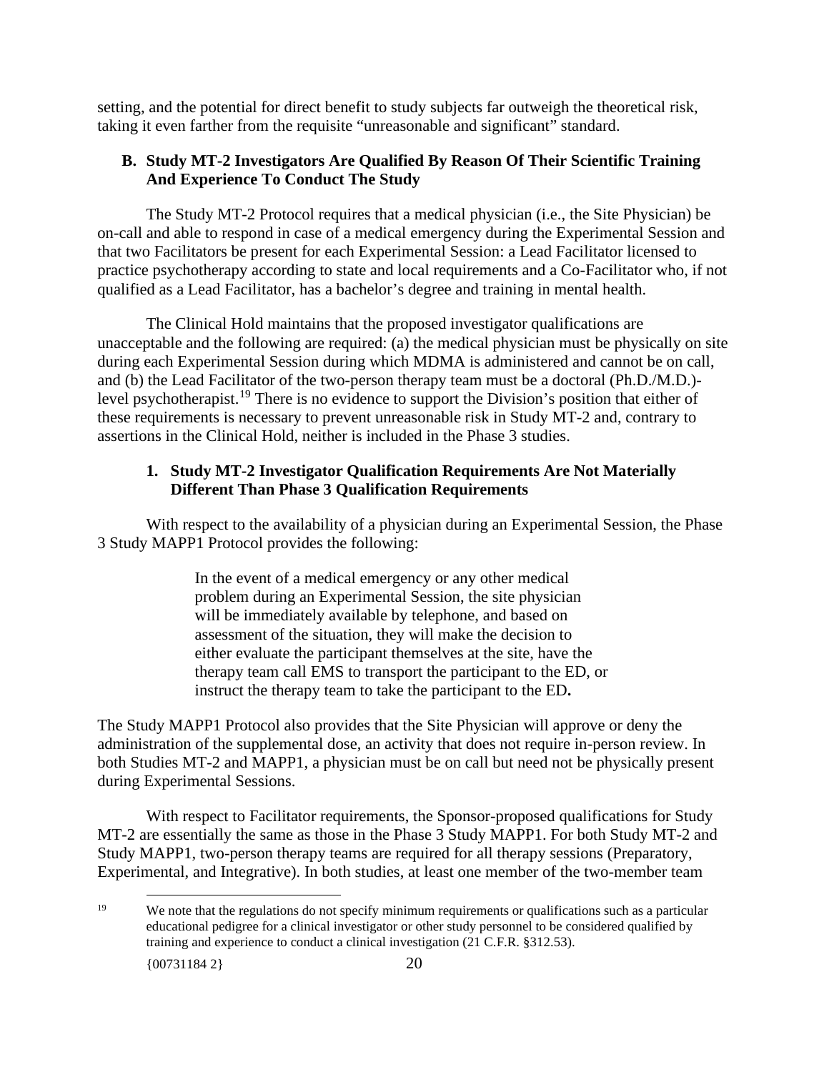setting, and the potential for direct benefit to study subjects far outweigh the theoretical risk, taking it even farther from the requisite "unreasonable and significant" standard.

### B. Study MT-2 Investigators Are Qualified By Reason Of Their Scientific Training And Experience To Conduct The Study

The Study MT-2 Protocol requires that a medical physician (i.e., the Site Physician) be on-call and able to respond in case of a medical emergency during the Experimental Session and that two Facilitators be present for each Experimental Session: a Lead Facilitator licensed to practice psychotherapy according to state and local requirements and a Co-Facilitator who, if not qualified as a Lead Facilitator, has a bachelor's degree and training in mental health.

The Clinical Hold maintains that the proposed investigator qualifications are unacceptable and the following are required: (a) the medical physician must be physically on site during each Experimental Session during which MDMA is administered and cannot be on call, and (b) the Lead Facilitator of the two-person therapy team must be a doctoral (Ph.D./M.D.)-level psychotherapist.[19] There is no evidence to support the Division's position that either of these requirements is necessary to prevent unreasonable risk in Study MT-2 and, contrary to assertions in the Clinical Hold, neither is included in the Phase 3 studies.

#### 1. Study MT-2 Investigator Qualification Requirements Are Not Materially Different Than Phase 3 Qualification Requirements

With respect to the availability of a physician during an Experimental Session, the Phase 3 Study MAPP1 Protocol provides the following:

> In the event of a medical emergency or any other medical problem during an Experimental Session, the site physician will be immediately available by telephone, and based on assessment of the situation, they will make the decision to either evaluate the participant themselves at the site, have the therapy team call EMS to transport the participant to the ED, or instruct the therapy team to take the participant to the ED**.**

The Study MAPP1 Protocol also provides that the Site Physician will approve or deny the administration of the supplemental dose, an activity that does not require in-person review. In both Studies MT-2 and MAPP1, a physician must be on call but need not be physically present during Experimental Sessions.

With respect to Facilitator requirements, the Sponsor-proposed qualifications for Study MT-2 are essentially the same as those in the Phase 3 Study MAPP1. For both Study MT-2 and Study MAPP1, two-person therapy teams are required for all therapy sessions (Preparatory, Experimental, and Integrative). In both studies, at least one member of the two-member team

---

[19] We note that the regulations do not specify minimum requirements or qualifications such as a particular educational pedigree for a clinical investigator or other study personnel to be considered qualified by training and experience to conduct a clinical investigation (21 C.F.R. §312.53).

{00731184 2}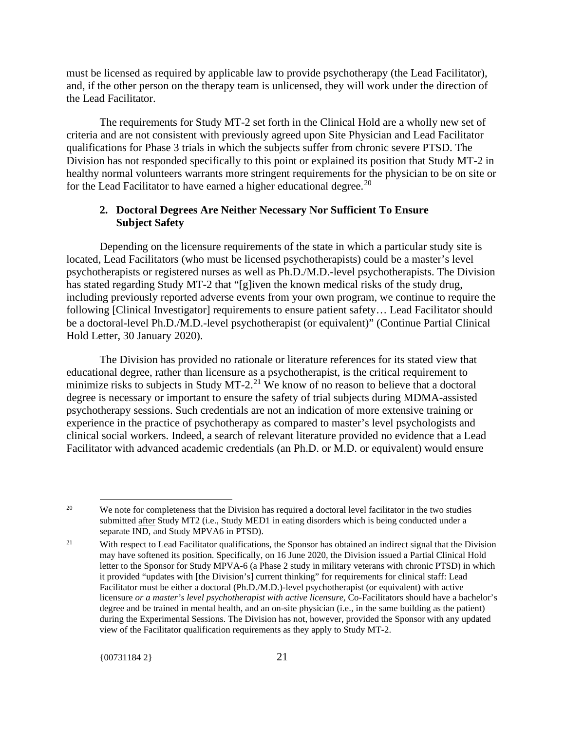must be licensed as required by applicable law to provide psychotherapy (the Lead Facilitator), and, if the other person on the therapy team is unlicensed, they will work under the direction of the Lead Facilitator.

The requirements for Study MT-2 set forth in the Clinical Hold are a wholly new set of criteria and are not consistent with previously agreed upon Site Physician and Lead Facilitator qualifications for Phase 3 trials in which the subjects suffer from chronic severe PTSD. The Division has not responded specifically to this point or explained its position that Study MT-2 in healthy normal volunteers warrants more stringent requirements for the physician to be on site or for the Lead Facilitator to have earned a higher educational degree.[20]

### 2. Doctoral Degrees Are Neither Necessary Nor Sufficient To Ensure Subject Safety

Depending on the licensure requirements of the state in which a particular study site is located, Lead Facilitators (who must be licensed psychotherapists) could be a master's level psychotherapists or registered nurses as well as Ph.D./M.D.-level psychotherapists. The Division has stated regarding Study MT-2 that "[g]iven the known medical risks of the study drug, including previously reported adverse events from your own program, we continue to require the following [Clinical Investigator] requirements to ensure patient safety… Lead Facilitator should be a doctoral-level Ph.D./M.D.-level psychotherapist (or equivalent)" (Continue Partial Clinical Hold Letter, 30 January 2020).

The Division has provided no rationale or literature references for its stated view that educational degree, rather than licensure as a psychotherapist, is the critical requirement to minimize risks to subjects in Study MT-2.[21] We know of no reason to believe that a doctoral degree is necessary or important to ensure the safety of trial subjects during MDMA-assisted psychotherapy sessions. Such credentials are not an indication of more extensive training or experience in the practice of psychotherapy as compared to master's level psychologists and clinical social workers. Indeed, a search of relevant literature provided no evidence that a Lead Facilitator with advanced academic credentials (an Ph.D. or M.D. or equivalent) would ensure

---

[20] We note for completeness that the Division has required a doctoral level facilitator in the two studies submitted <u>after</u> Study MT2 (i.e., Study MED1 in eating disorders which is being conducted under a separate IND, and Study MPVA6 in PTSD).

[21] With respect to Lead Facilitator qualifications, the Sponsor has obtained an indirect signal that the Division may have softened its position. Specifically, on 16 June 2020, the Division issued a Partial Clinical Hold letter to the Sponsor for Study MPVA-6 (a Phase 2 study in military veterans with chronic PTSD) in which it provided "updates with [the Division's] current thinking" for requirements for clinical staff: Lead Facilitator must be either a doctoral (Ph.D./M.D.)-level psychotherapist (or equivalent) with active licensure *or a master's level psychotherapist with active licensure*, Co-Facilitators should have a bachelor's degree and be trained in mental health, and an on-site physician (i.e., in the same building as the patient) during the Experimental Sessions. The Division has not, however, provided the Sponsor with any updated view of the Facilitator qualification requirements as they apply to Study MT-2.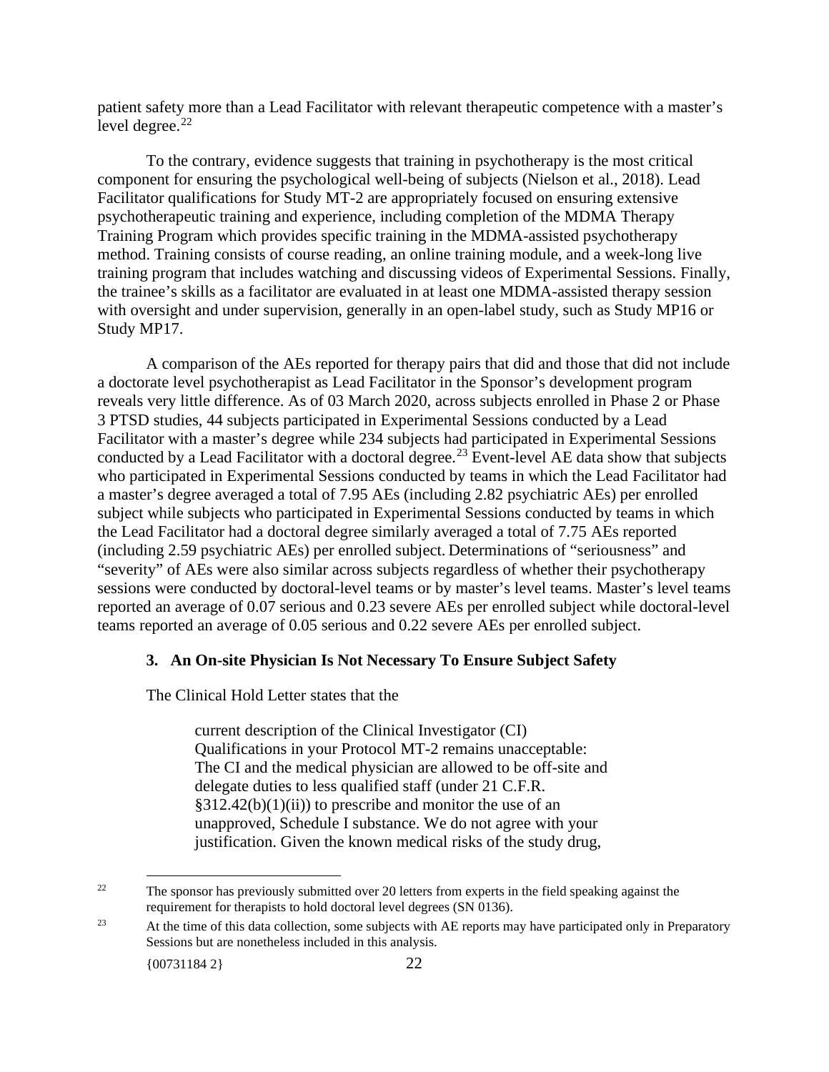patient safety more than a Lead Facilitator with relevant therapeutic competence with a master's level degree.[22]

To the contrary, evidence suggests that training in psychotherapy is the most critical component for ensuring the psychological well-being of subjects (Nielson et al., 2018). Lead Facilitator qualifications for Study MT-2 are appropriately focused on ensuring extensive psychotherapeutic training and experience, including completion of the MDMA Therapy Training Program which provides specific training in the MDMA-assisted psychotherapy method. Training consists of course reading, an online training module, and a week-long live training program that includes watching and discussing videos of Experimental Sessions. Finally, the trainee's skills as a facilitator are evaluated in at least one MDMA-assisted therapy session with oversight and under supervision, generally in an open-label study, such as Study MP16 or Study MP17.

A comparison of the AEs reported for therapy pairs that did and those that did not include a doctorate level psychotherapist as Lead Facilitator in the Sponsor's development program reveals very little difference. As of 03 March 2020, across subjects enrolled in Phase 2 or Phase 3 PTSD studies, 44 subjects participated in Experimental Sessions conducted by a Lead Facilitator with a master's degree while 234 subjects had participated in Experimental Sessions conducted by a Lead Facilitator with a doctoral degree.[23] Event-level AE data show that subjects who participated in Experimental Sessions conducted by teams in which the Lead Facilitator had a master's degree averaged a total of 7.95 AEs (including 2.82 psychiatric AEs) per enrolled subject while subjects who participated in Experimental Sessions conducted by teams in which the Lead Facilitator had a doctoral degree similarly averaged a total of 7.75 AEs reported (including 2.59 psychiatric AEs) per enrolled subject. Determinations of "seriousness" and "severity" of AEs were also similar across subjects regardless of whether their psychotherapy sessions were conducted by doctoral-level teams or by master's level teams. Master's level teams reported an average of 0.07 serious and 0.23 severe AEs per enrolled subject while doctoral-level teams reported an average of 0.05 serious and 0.22 severe AEs per enrolled subject.

### 3. An On-site Physician Is Not Necessary To Ensure Subject Safety

The Clinical Hold Letter states that the

> current description of the Clinical Investigator (CI) Qualifications in your Protocol MT-2 remains unacceptable: The CI and the medical physician are allowed to be off-site and delegate duties to less qualified staff (under 21 C.F.R. §312.42(b)(1)(ii)) to prescribe and monitor the use of an unapproved, Schedule I substance. We do not agree with your justification. Given the known medical risks of the study drug,

---

[22] The sponsor has previously submitted over 20 letters from experts in the field speaking against the requirement for therapists to hold doctoral level degrees (SN 0136).

[23] At the time of this data collection, some subjects with AE reports may have participated only in Preparatory Sessions but are nonetheless included in this analysis.

{00731184 2}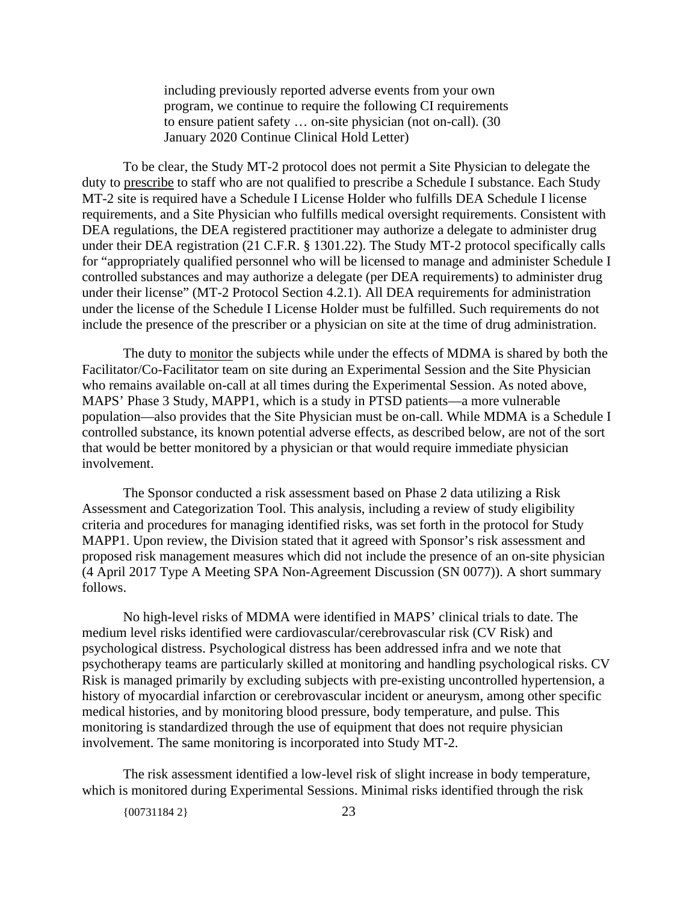> including previously reported adverse events from your own program, we continue to require the following CI requirements to ensure patient safety … on-site physician (not on-call). (30 January 2020 Continue Clinical Hold Letter)

To be clear, the Study MT-2 protocol does not permit a Site Physician to delegate the duty to prescribe to staff who are not qualified to prescribe a Schedule I substance. Each Study MT-2 site is required have a Schedule I License Holder who fulfills DEA Schedule I license requirements, and a Site Physician who fulfills medical oversight requirements. Consistent with DEA regulations, the DEA registered practitioner may authorize a delegate to administer drug under their DEA registration (21 C.F.R. § 1301.22). The Study MT-2 protocol specifically calls for "appropriately qualified personnel who will be licensed to manage and administer Schedule I controlled substances and may authorize a delegate (per DEA requirements) to administer drug under their license" (MT-2 Protocol Section 4.2.1). All DEA requirements for administration under the license of the Schedule I License Holder must be fulfilled. Such requirements do not include the presence of the prescriber or a physician on site at the time of drug administration.

The duty to monitor the subjects while under the effects of MDMA is shared by both the Facilitator/Co-Facilitator team on site during an Experimental Session and the Site Physician who remains available on-call at all times during the Experimental Session. As noted above, MAPS' Phase 3 Study, MAPP1, which is a study in PTSD patients—a more vulnerable population—also provides that the Site Physician must be on-call. While MDMA is a Schedule I controlled substance, its known potential adverse effects, as described below, are not of the sort that would be better monitored by a physician or that would require immediate physician involvement.

The Sponsor conducted a risk assessment based on Phase 2 data utilizing a Risk Assessment and Categorization Tool. This analysis, including a review of study eligibility criteria and procedures for managing identified risks, was set forth in the protocol for Study MAPP1. Upon review, the Division stated that it agreed with Sponsor's risk assessment and proposed risk management measures which did not include the presence of an on-site physician (4 April 2017 Type A Meeting SPA Non-Agreement Discussion (SN 0077)). A short summary follows.

No high-level risks of MDMA were identified in MAPS' clinical trials to date. The medium level risks identified were cardiovascular/cerebrovascular risk (CV Risk) and psychological distress. Psychological distress has been addressed infra and we note that psychotherapy teams are particularly skilled at monitoring and handling psychological risks. CV Risk is managed primarily by excluding subjects with pre-existing uncontrolled hypertension, a history of myocardial infarction or cerebrovascular incident or aneurysm, among other specific medical histories, and by monitoring blood pressure, body temperature, and pulse. This monitoring is standardized through the use of equipment that does not require physician involvement. The same monitoring is incorporated into Study MT-2.

The risk assessment identified a low-level risk of slight increase in body temperature, which is monitored during Experimental Sessions. Minimal risks identified through the risk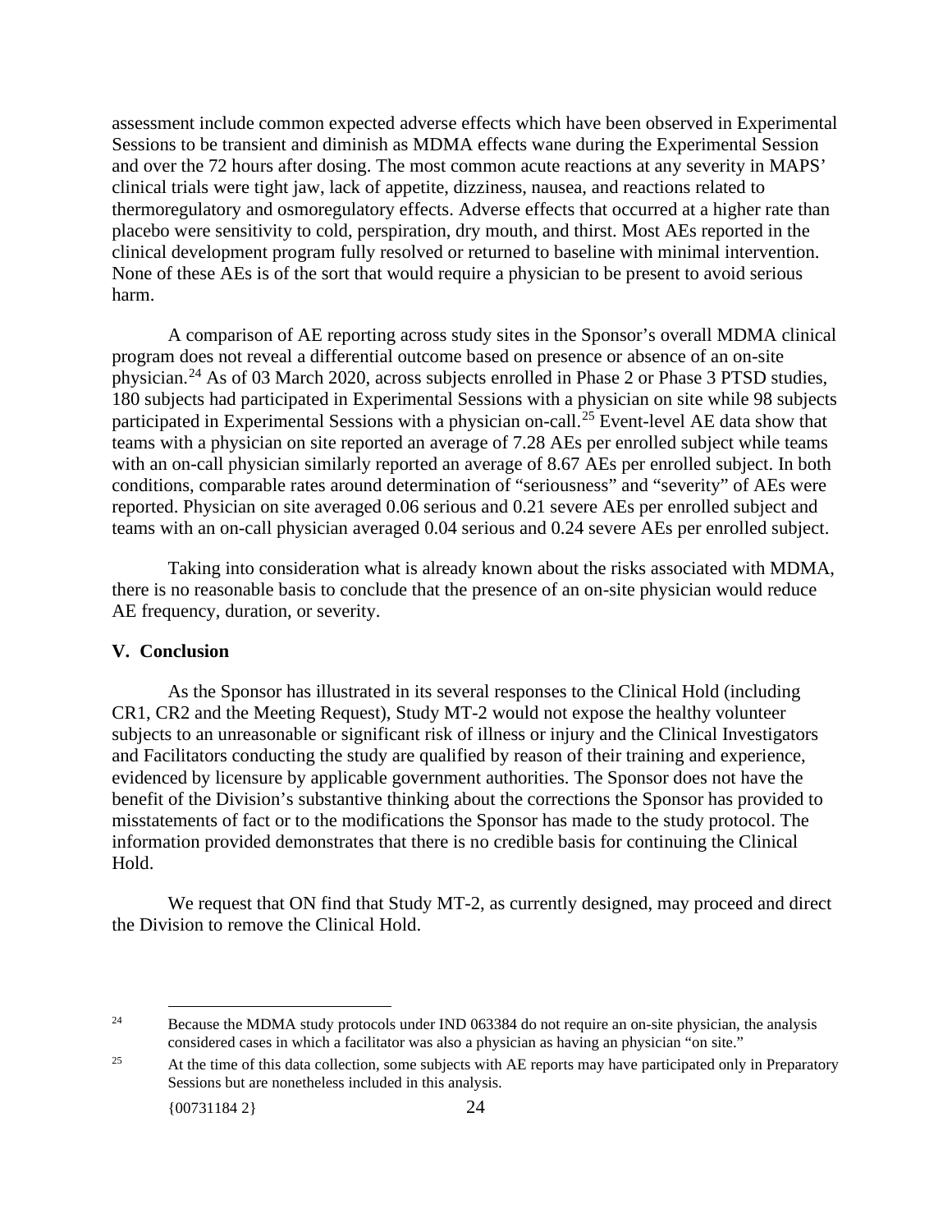assessment include common expected adverse effects which have been observed in Experimental Sessions to be transient and diminish as MDMA effects wane during the Experimental Session and over the 72 hours after dosing. The most common acute reactions at any severity in MAPS' clinical trials were tight jaw, lack of appetite, dizziness, nausea, and reactions related to thermoregulatory and osmoregulatory effects. Adverse effects that occurred at a higher rate than placebo were sensitivity to cold, perspiration, dry mouth, and thirst. Most AEs reported in the clinical development program fully resolved or returned to baseline with minimal intervention. None of these AEs is of the sort that would require a physician to be present to avoid serious harm.

A comparison of AE reporting across study sites in the Sponsor's overall MDMA clinical program does not reveal a differential outcome based on presence or absence of an on-site physician.[24] As of 03 March 2020, across subjects enrolled in Phase 2 or Phase 3 PTSD studies, 180 subjects had participated in Experimental Sessions with a physician on site while 98 subjects participated in Experimental Sessions with a physician on-call.[25] Event-level AE data show that teams with a physician on site reported an average of 7.28 AEs per enrolled subject while teams with an on-call physician similarly reported an average of 8.67 AEs per enrolled subject. In both conditions, comparable rates around determination of "seriousness" and "severity" of AEs were reported. Physician on site averaged 0.06 serious and 0.21 severe AEs per enrolled subject and teams with an on-call physician averaged 0.04 serious and 0.24 severe AEs per enrolled subject.

Taking into consideration what is already known about the risks associated with MDMA, there is no reasonable basis to conclude that the presence of an on-site physician would reduce AE frequency, duration, or severity.

## V. Conclusion

As the Sponsor has illustrated in its several responses to the Clinical Hold (including CR1, CR2 and the Meeting Request), Study MT-2 would not expose the healthy volunteer subjects to an unreasonable or significant risk of illness or injury and the Clinical Investigators and Facilitators conducting the study are qualified by reason of their training and experience, evidenced by licensure by applicable government authorities. The Sponsor does not have the benefit of the Division's substantive thinking about the corrections the Sponsor has provided to misstatements of fact or to the modifications the Sponsor has made to the study protocol. The information provided demonstrates that there is no credible basis for continuing the Clinical Hold.

We request that ON find that Study MT-2, as currently designed, may proceed and direct the Division to remove the Clinical Hold.

---

[24] Because the MDMA study protocols under IND 063384 do not require an on-site physician, the analysis considered cases in which a facilitator was also a physician as having an physician "on site."

[25] At the time of this data collection, some subjects with AE reports may have participated only in Preparatory Sessions but are nonetheless included in this analysis.

{00731184 2}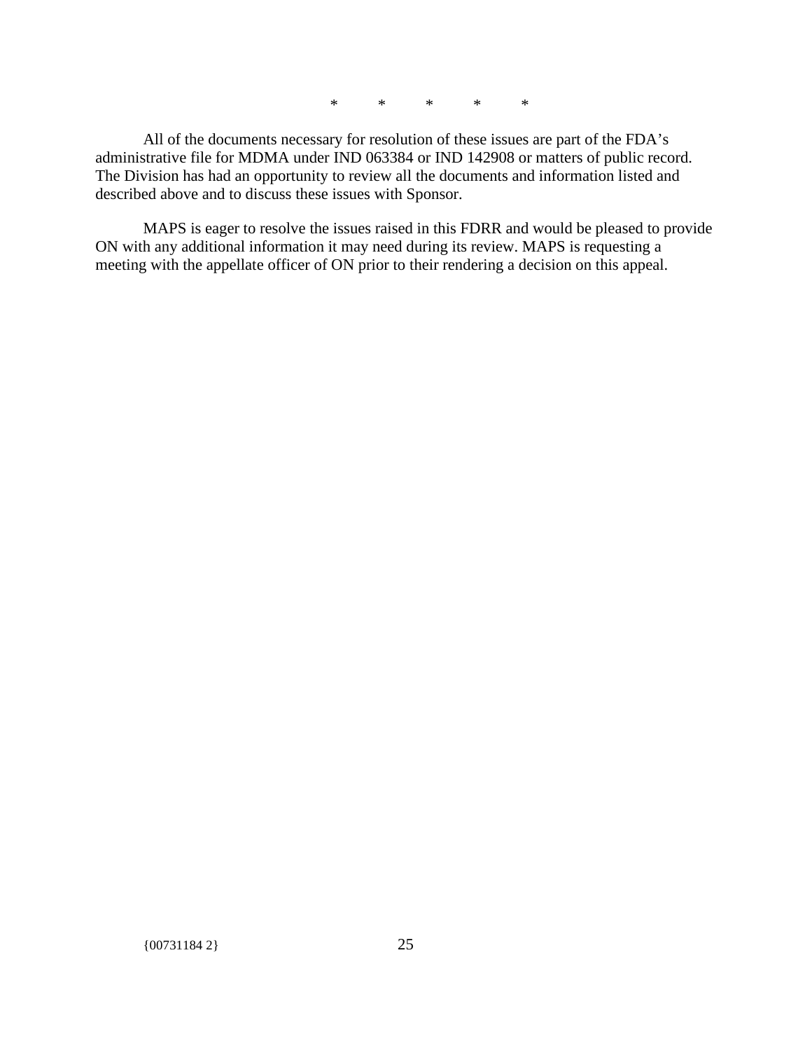\*        \*        \*        \*        \*

All of the documents necessary for resolution of these issues are part of the FDA's administrative file for MDMA under IND 063384 or IND 142908 or matters of public record. The Division has had an opportunity to review all the documents and information listed and described above and to discuss these issues with Sponsor.

MAPS is eager to resolve the issues raised in this FDRR and would be pleased to provide ON with any additional information it may need during its review. MAPS is requesting a meeting with the appellate officer of ON prior to their rendering a decision on this appeal.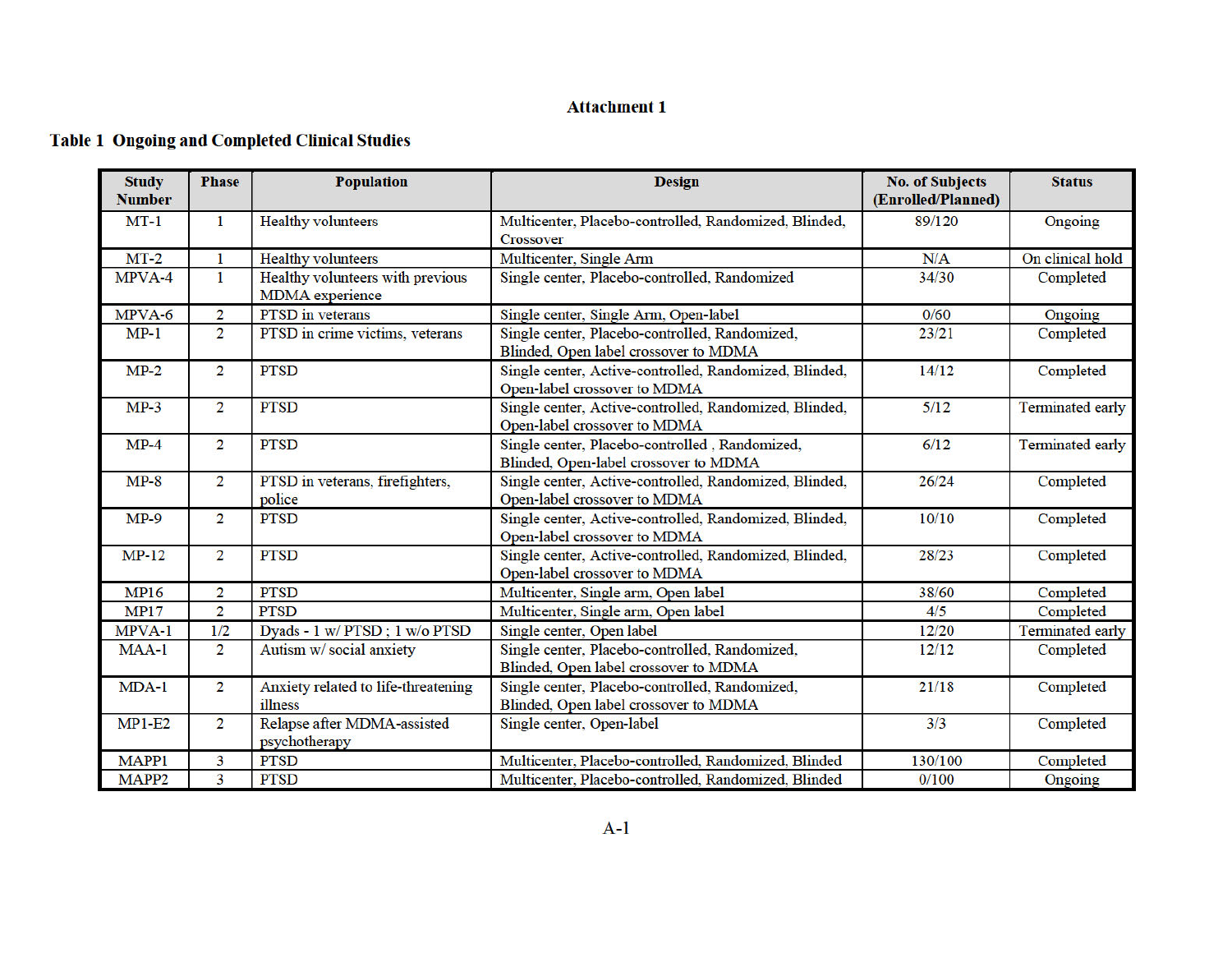# Attachment 1

## Table 1 Ongoing and Completed Clinical Studies

| Study Number | Phase | Population | Design | No. of Subjects (Enrolled/Planned) | Status |
|---|---|---|---|---|---|
| MT-1 | 1 | Healthy volunteers | Multicenter, Placebo-controlled, Randomized, Blinded, Crossover | 89/120 | Ongoing |
| MT-2 | 1 | Healthy volunteers | Multicenter, Single Arm | N/A | On clinical hold |
| MPVA-4 | 1 | Healthy volunteers with previous MDMA experience | Single center, Placebo-controlled, Randomized | 34/30 | Completed |
| MPVA-6 | 2 | PTSD in veterans | Single center, Single Arm, Open-label | 0/60 | Ongoing |
| MP-1 | 2 | PTSD in crime victims, veterans | Single center, Placebo-controlled, Randomized, Blinded, Open label crossover to MDMA | 23/21 | Completed |
| MP-2 | 2 | PTSD | Single center, Active-controlled, Randomized, Blinded, Open-label crossover to MDMA | 14/12 | Completed |
| MP-3 | 2 | PTSD | Single center, Active-controlled, Randomized, Blinded, Open-label crossover to MDMA | 5/12 | Terminated early |
| MP-4 | 2 | PTSD | Single center, Placebo-controlled , Randomized, Blinded, Open-label crossover to MDMA | 6/12 | Terminated early |
| MP-8 | 2 | PTSD in veterans, firefighters, police | Single center, Active-controlled, Randomized, Blinded, Open-label crossover to MDMA | 26/24 | Completed |
| MP-9 | 2 | PTSD | Single center, Active-controlled, Randomized, Blinded, Open-label crossover to MDMA | 10/10 | Completed |
| MP-12 | 2 | PTSD | Single center, Active-controlled, Randomized, Blinded, Open-label crossover to MDMA | 28/23 | Completed |
| MP16 | 2 | PTSD | Multicenter, Single arm, Open label | 38/60 | Completed |
| MP17 | 2 | PTSD | Multicenter, Single arm, Open label | 4/5 | Completed |
| MPVA-1 | 1/2 | Dyads - 1 w/ PTSD ; 1 w/o PTSD | Single center, Open label | 12/20 | Terminated early |
| MAA-1 | 2 | Autism w/ social anxiety | Single center, Placebo-controlled, Randomized, Blinded, Open label crossover to MDMA | 12/12 | Completed |
| MDA-1 | 2 | Anxiety related to life-threatening illness | Single center, Placebo-controlled, Randomized, Blinded, Open label crossover to MDMA | 21/18 | Completed |
| MP1-E2 | 2 | Relapse after MDMA-assisted psychotherapy | Single center, Open-label | 3/3 | Completed |
| MAPP1 | 3 | PTSD | Multicenter, Placebo-controlled, Randomized, Blinded | 130/100 | Completed |
| MAPP2 | 3 | PTSD | Multicenter, Placebo-controlled, Randomized, Blinded | 0/100 | Ongoing |

A-1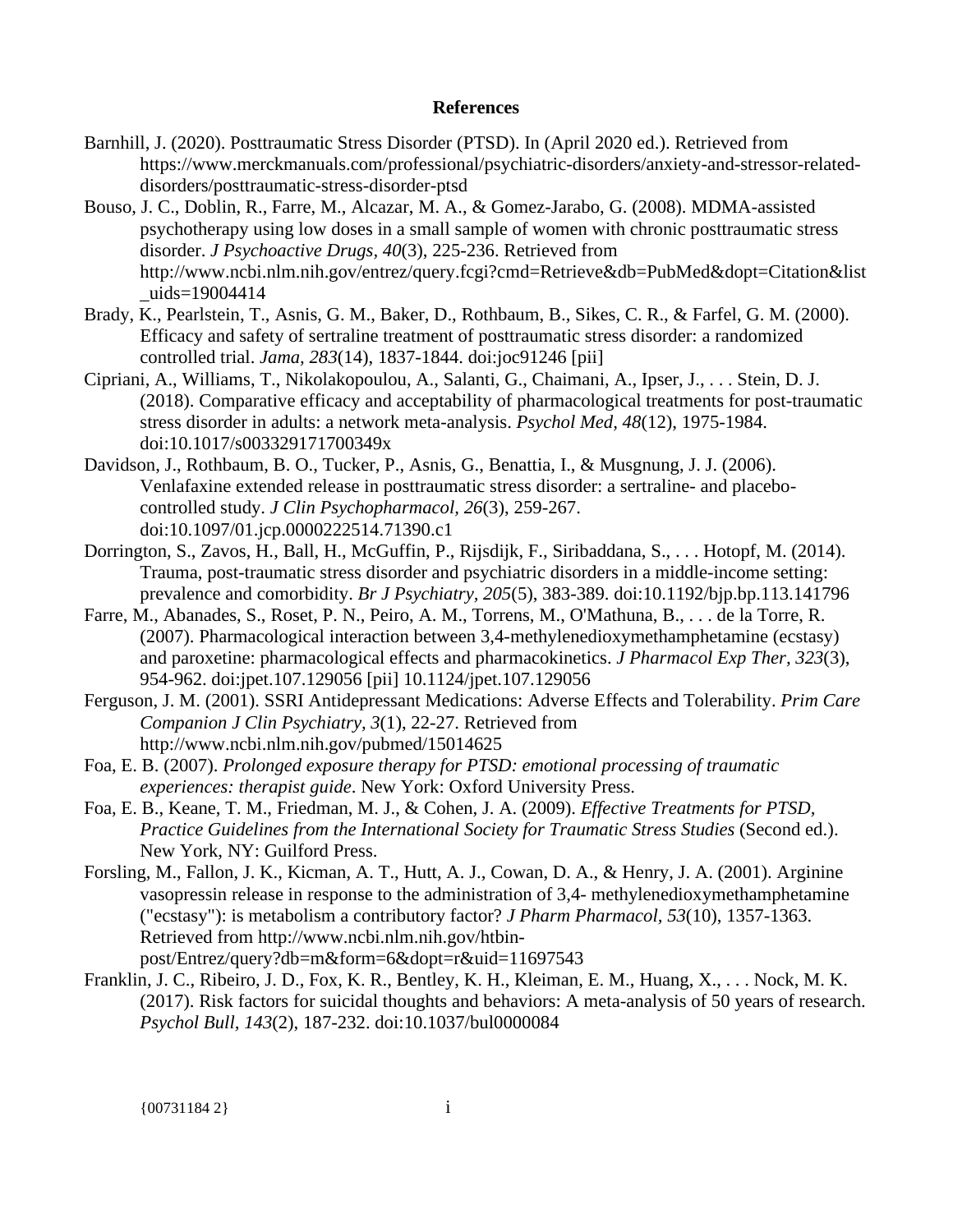## References

Barnhill, J. (2020). Posttraumatic Stress Disorder (PTSD). In (April 2020 ed.). Retrieved from https://www.merckmanuals.com/professional/psychiatric-disorders/anxiety-and-stressor-related-disorders/posttraumatic-stress-disorder-ptsd

Bouso, J. C., Doblin, R., Farre, M., Alcazar, M. A., & Gomez-Jarabo, G. (2008). MDMA-assisted psychotherapy using low doses in a small sample of women with chronic posttraumatic stress disorder. *J Psychoactive Drugs, 40*(3), 225-236. Retrieved from http://www.ncbi.nlm.nih.gov/entrez/query.fcgi?cmd=Retrieve&db=PubMed&dopt=Citation&list_uids=19004414

Brady, K., Pearlstein, T., Asnis, G. M., Baker, D., Rothbaum, B., Sikes, C. R., & Farfel, G. M. (2000). Efficacy and safety of sertraline treatment of posttraumatic stress disorder: a randomized controlled trial. *Jama, 283*(14), 1837-1844. doi:joc91246 [pii]

Cipriani, A., Williams, T., Nikolakopoulou, A., Salanti, G., Chaimani, A., Ipser, J., . . . Stein, D. J. (2018). Comparative efficacy and acceptability of pharmacological treatments for post-traumatic stress disorder in adults: a network meta-analysis. *Psychol Med, 48*(12), 1975-1984. doi:10.1017/s003329171700349x

Davidson, J., Rothbaum, B. O., Tucker, P., Asnis, G., Benattia, I., & Musgnung, J. J. (2006). Venlafaxine extended release in posttraumatic stress disorder: a sertraline- and placebo-controlled study. *J Clin Psychopharmacol, 26*(3), 259-267. doi:10.1097/01.jcp.0000222514.71390.c1

Dorrington, S., Zavos, H., Ball, H., McGuffin, P., Rijsdijk, F., Siribaddana, S., . . . Hotopf, M. (2014). Trauma, post-traumatic stress disorder and psychiatric disorders in a middle-income setting: prevalence and comorbidity. *Br J Psychiatry, 205*(5), 383-389. doi:10.1192/bjp.bp.113.141796

Farre, M., Abanades, S., Roset, P. N., Peiro, A. M., Torrens, M., O'Mathuna, B., . . . de la Torre, R. (2007). Pharmacological interaction between 3,4-methylenedioxymethamphetamine (ecstasy) and paroxetine: pharmacological effects and pharmacokinetics. *J Pharmacol Exp Ther, 323*(3), 954-962. doi:jpet.107.129056 [pii] 10.1124/jpet.107.129056

Ferguson, J. M. (2001). SSRI Antidepressant Medications: Adverse Effects and Tolerability. *Prim Care Companion J Clin Psychiatry, 3*(1), 22-27. Retrieved from http://www.ncbi.nlm.nih.gov/pubmed/15014625

Foa, E. B. (2007). *Prolonged exposure therapy for PTSD: emotional processing of traumatic experiences: therapist guide*. New York: Oxford University Press.

Foa, E. B., Keane, T. M., Friedman, M. J., & Cohen, J. A. (2009). *Effective Treatments for PTSD, Practice Guidelines from the International Society for Traumatic Stress Studies* (Second ed.). New York, NY: Guilford Press.

Forsling, M., Fallon, J. K., Kicman, A. T., Hutt, A. J., Cowan, D. A., & Henry, J. A. (2001). Arginine vasopressin release in response to the administration of 3,4- methylenedioxymethamphetamine ("ecstasy"): is metabolism a contributory factor? *J Pharm Pharmacol, 53*(10), 1357-1363. Retrieved from http://www.ncbi.nlm.nih.gov/htbin-post/Entrez/query?db=m&form=6&dopt=r&uid=11697543

Franklin, J. C., Ribeiro, J. D., Fox, K. R., Bentley, K. H., Kleiman, E. M., Huang, X., . . . Nock, M. K. (2017). Risk factors for suicidal thoughts and behaviors: A meta-analysis of 50 years of research. *Psychol Bull, 143*(2), 187-232. doi:10.1037/bul0000084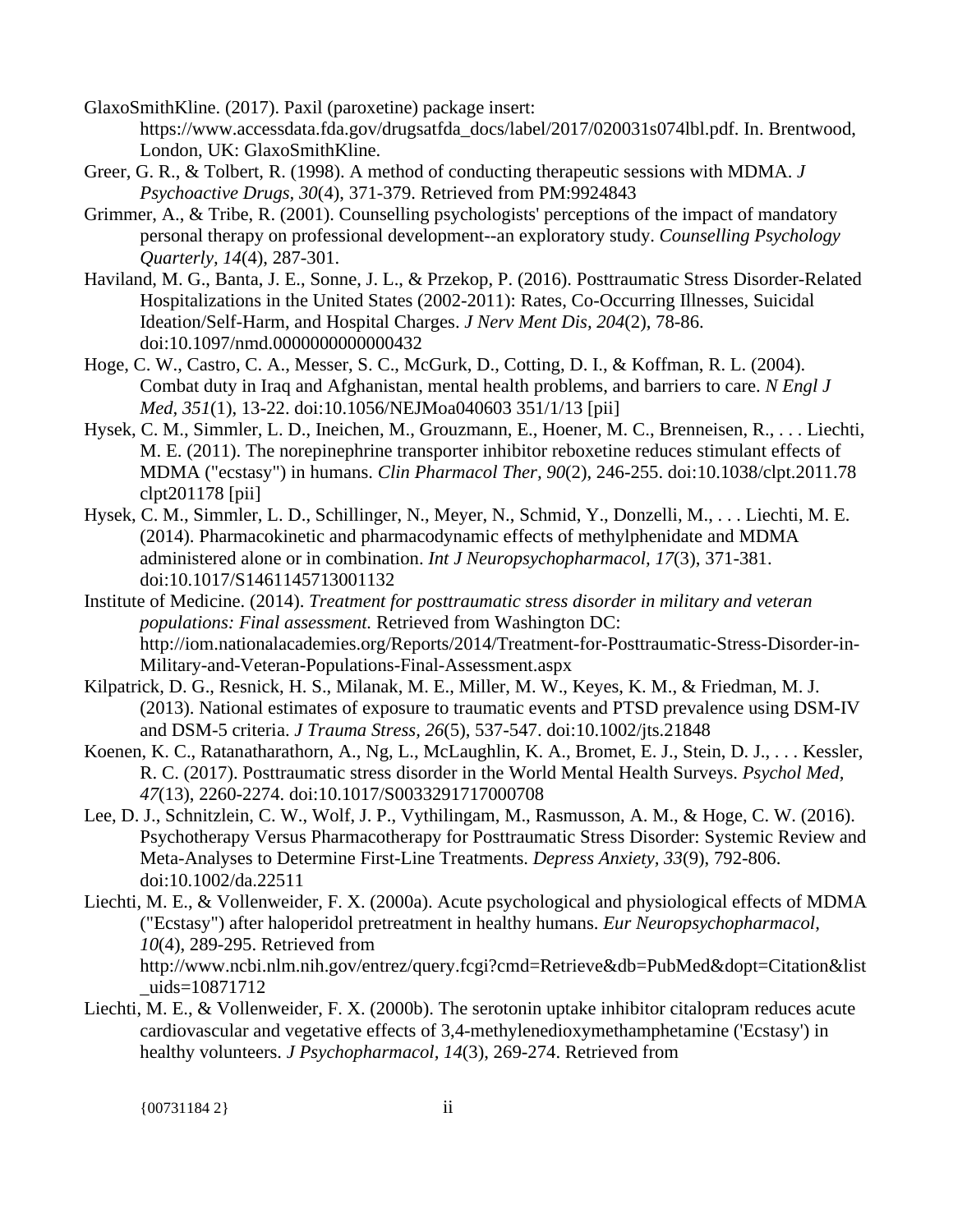GlaxoSmithKline. (2017). Paxil (paroxetine) package insert: https://www.accessdata.fda.gov/drugsatfda_docs/label/2017/020031s074lbl.pdf. In. Brentwood, London, UK: GlaxoSmithKline.

Greer, G. R., & Tolbert, R. (1998). A method of conducting therapeutic sessions with MDMA. *J Psychoactive Drugs, 30*(4), 371-379. Retrieved from PM:9924843

Grimmer, A., & Tribe, R. (2001). Counselling psychologists' perceptions of the impact of mandatory personal therapy on professional development--an exploratory study. *Counselling Psychology Quarterly, 14*(4), 287-301.

Haviland, M. G., Banta, J. E., Sonne, J. L., & Przekop, P. (2016). Posttraumatic Stress Disorder-Related Hospitalizations in the United States (2002-2011): Rates, Co-Occurring Illnesses, Suicidal Ideation/Self-Harm, and Hospital Charges. *J Nerv Ment Dis, 204*(2), 78-86. doi:10.1097/nmd.0000000000000432

Hoge, C. W., Castro, C. A., Messer, S. C., McGurk, D., Cotting, D. I., & Koffman, R. L. (2004). Combat duty in Iraq and Afghanistan, mental health problems, and barriers to care. *N Engl J Med, 351*(1), 13-22. doi:10.1056/NEJMoa040603 351/1/13 [pii]

Hysek, C. M., Simmler, L. D., Ineichen, M., Grouzmann, E., Hoener, M. C., Brenneisen, R., . . . Liechti, M. E. (2011). The norepinephrine transporter inhibitor reboxetine reduces stimulant effects of MDMA ("ecstasy") in humans. *Clin Pharmacol Ther, 90*(2), 246-255. doi:10.1038/clpt.2011.78 clpt201178 [pii]

Hysek, C. M., Simmler, L. D., Schillinger, N., Meyer, N., Schmid, Y., Donzelli, M., . . . Liechti, M. E. (2014). Pharmacokinetic and pharmacodynamic effects of methylphenidate and MDMA administered alone or in combination. *Int J Neuropsychopharmacol, 17*(3), 371-381. doi:10.1017/S1461145713001132

Institute of Medicine. (2014). *Treatment for posttraumatic stress disorder in military and veteran populations: Final assessment.* Retrieved from Washington DC: http://iom.nationalacademies.org/Reports/2014/Treatment-for-Posttraumatic-Stress-Disorder-in-Military-and-Veteran-Populations-Final-Assessment.aspx

Kilpatrick, D. G., Resnick, H. S., Milanak, M. E., Miller, M. W., Keyes, K. M., & Friedman, M. J. (2013). National estimates of exposure to traumatic events and PTSD prevalence using DSM-IV and DSM-5 criteria. *J Trauma Stress, 26*(5), 537-547. doi:10.1002/jts.21848

Koenen, K. C., Ratanatharathorn, A., Ng, L., McLaughlin, K. A., Bromet, E. J., Stein, D. J., . . . Kessler, R. C. (2017). Posttraumatic stress disorder in the World Mental Health Surveys. *Psychol Med, 47*(13), 2260-2274. doi:10.1017/S0033291717000708

Lee, D. J., Schnitzlein, C. W., Wolf, J. P., Vythilingam, M., Rasmusson, A. M., & Hoge, C. W. (2016). Psychotherapy Versus Pharmacotherapy for Posttraumatic Stress Disorder: Systemic Review and Meta-Analyses to Determine First-Line Treatments. *Depress Anxiety, 33*(9), 792-806. doi:10.1002/da.22511

Liechti, M. E., & Vollenweider, F. X. (2000a). Acute psychological and physiological effects of MDMA ("Ecstasy") after haloperidol pretreatment in healthy humans. *Eur Neuropsychopharmacol, 10*(4), 289-295. Retrieved from http://www.ncbi.nlm.nih.gov/entrez/query.fcgi?cmd=Retrieve&db=PubMed&dopt=Citation&list_uids=10871712

Liechti, M. E., & Vollenweider, F. X. (2000b). The serotonin uptake inhibitor citalopram reduces acute cardiovascular and vegetative effects of 3,4-methylenedioxymethamphetamine ('Ecstasy') in healthy volunteers. *J Psychopharmacol, 14*(3), 269-274. Retrieved from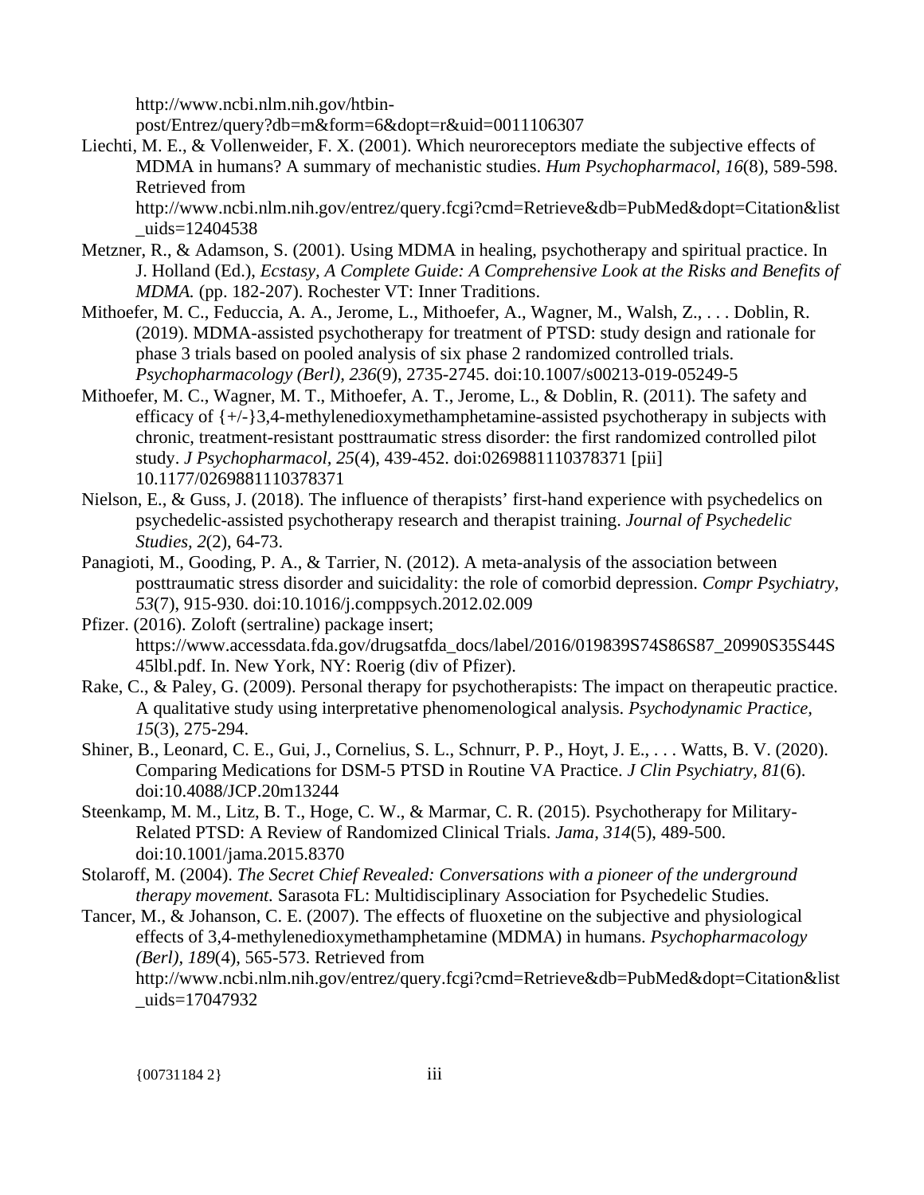http://www.ncbi.nlm.nih.gov/htbin-post/Entrez/query?db=m&form=6&dopt=r&uid=0011106307

Liechti, M. E., & Vollenweider, F. X. (2001). Which neuroreceptors mediate the subjective effects of MDMA in humans? A summary of mechanistic studies. *Hum Psychopharmacol, 16*(8), 589-598. Retrieved from http://www.ncbi.nlm.nih.gov/entrez/query.fcgi?cmd=Retrieve&db=PubMed&dopt=Citation&list_uids=12404538

Metzner, R., & Adamson, S. (2001). Using MDMA in healing, psychotherapy and spiritual practice. In J. Holland (Ed.), *Ecstasy, A Complete Guide: A Comprehensive Look at the Risks and Benefits of MDMA.* (pp. 182-207). Rochester VT: Inner Traditions.

Mithoefer, M. C., Feduccia, A. A., Jerome, L., Mithoefer, A., Wagner, M., Walsh, Z., . . . Doblin, R. (2019). MDMA-assisted psychotherapy for treatment of PTSD: study design and rationale for phase 3 trials based on pooled analysis of six phase 2 randomized controlled trials. *Psychopharmacology (Berl), 236*(9), 2735-2745. doi:10.1007/s00213-019-05249-5

Mithoefer, M. C., Wagner, M. T., Mithoefer, A. T., Jerome, L., & Doblin, R. (2011). The safety and efficacy of {+/-}3,4-methylenedioxymethamphetamine-assisted psychotherapy in subjects with chronic, treatment-resistant posttraumatic stress disorder: the first randomized controlled pilot study. *J Psychopharmacol, 25*(4), 439-452. doi:0269881110378371 [pii] 10.1177/0269881110378371

Nielson, E., & Guss, J. (2018). The influence of therapists' first-hand experience with psychedelics on psychedelic-assisted psychotherapy research and therapist training. *Journal of Psychedelic Studies, 2*(2), 64-73.

Panagioti, M., Gooding, P. A., & Tarrier, N. (2012). A meta-analysis of the association between posttraumatic stress disorder and suicidality: the role of comorbid depression. *Compr Psychiatry, 53*(7), 915-930. doi:10.1016/j.comppsych.2012.02.009

Pfizer. (2016). Zoloft (sertraline) package insert; https://www.accessdata.fda.gov/drugsatfda_docs/label/2016/019839S74S86S87_20990S35S44S45lbl.pdf. In. New York, NY: Roerig (div of Pfizer).

Rake, C., & Paley, G. (2009). Personal therapy for psychotherapists: The impact on therapeutic practice. A qualitative study using interpretative phenomenological analysis. *Psychodynamic Practice, 15*(3), 275-294.

Shiner, B., Leonard, C. E., Gui, J., Cornelius, S. L., Schnurr, P. P., Hoyt, J. E., . . . Watts, B. V. (2020). Comparing Medications for DSM-5 PTSD in Routine VA Practice. *J Clin Psychiatry, 81*(6). doi:10.4088/JCP.20m13244

Steenkamp, M. M., Litz, B. T., Hoge, C. W., & Marmar, C. R. (2015). Psychotherapy for Military-Related PTSD: A Review of Randomized Clinical Trials. *Jama, 314*(5), 489-500. doi:10.1001/jama.2015.8370

Stolaroff, M. (2004). *The Secret Chief Revealed: Conversations with a pioneer of the underground therapy movement.* Sarasota FL: Multidisciplinary Association for Psychedelic Studies.

Tancer, M., & Johanson, C. E. (2007). The effects of fluoxetine on the subjective and physiological effects of 3,4-methylenedioxymethamphetamine (MDMA) in humans. *Psychopharmacology (Berl), 189*(4), 565-573. Retrieved from http://www.ncbi.nlm.nih.gov/entrez/query.fcgi?cmd=Retrieve&db=PubMed&dopt=Citation&list_uids=17047932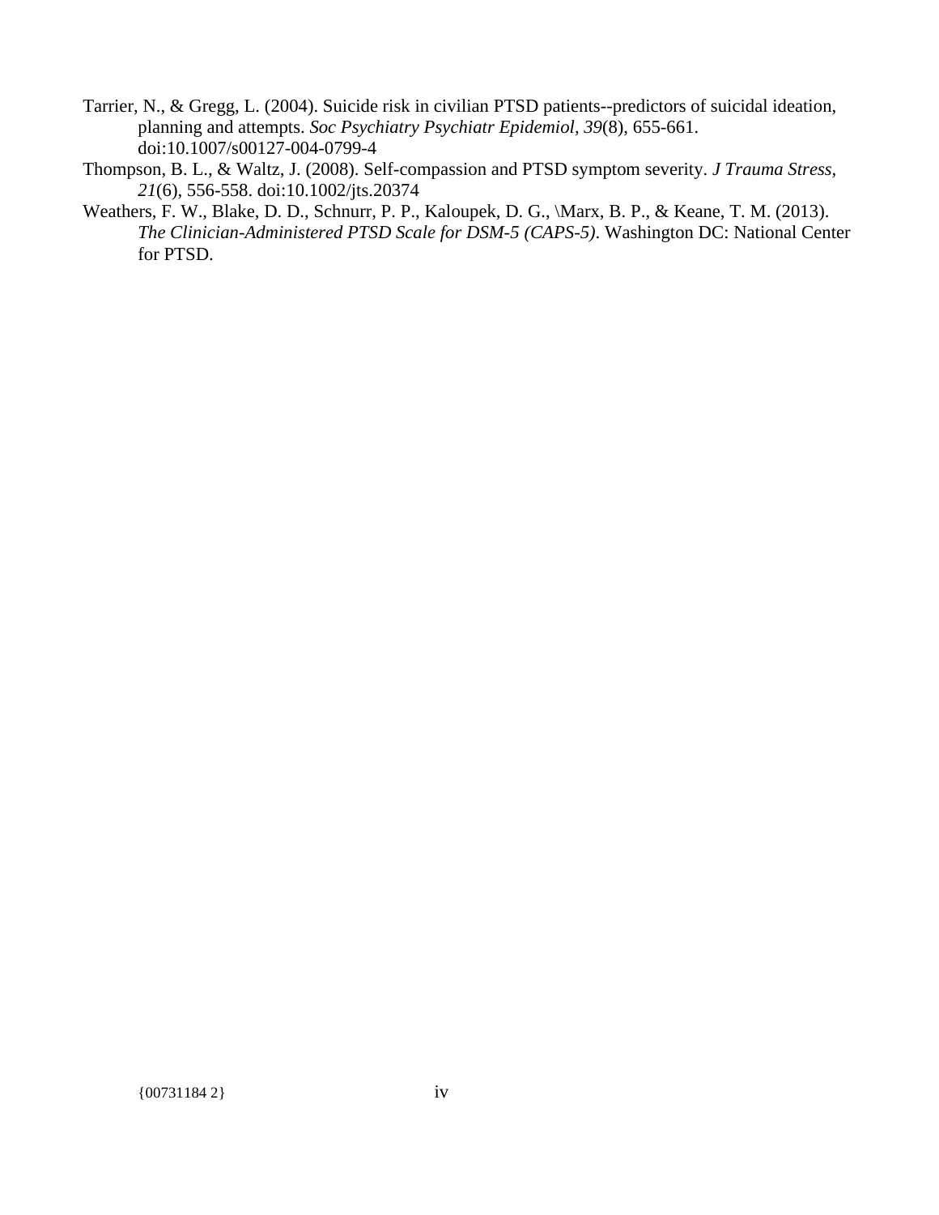Tarrier, N., & Gregg, L. (2004). Suicide risk in civilian PTSD patients--predictors of suicidal ideation, planning and attempts. *Soc Psychiatry Psychiatr Epidemiol, 39*(8), 655-661. doi:10.1007/s00127-004-0799-4

Thompson, B. L., & Waltz, J. (2008). Self-compassion and PTSD symptom severity. *J Trauma Stress, 21*(6), 556-558. doi:10.1002/jts.20374

Weathers, F. W., Blake, D. D., Schnurr, P. P., Kaloupek, D. G., \Marx, B. P., & Keane, T. M. (2013). *The Clinician-Administered PTSD Scale for DSM-5 (CAPS-5)*. Washington DC: National Center for PTSD.

{00731184 2}